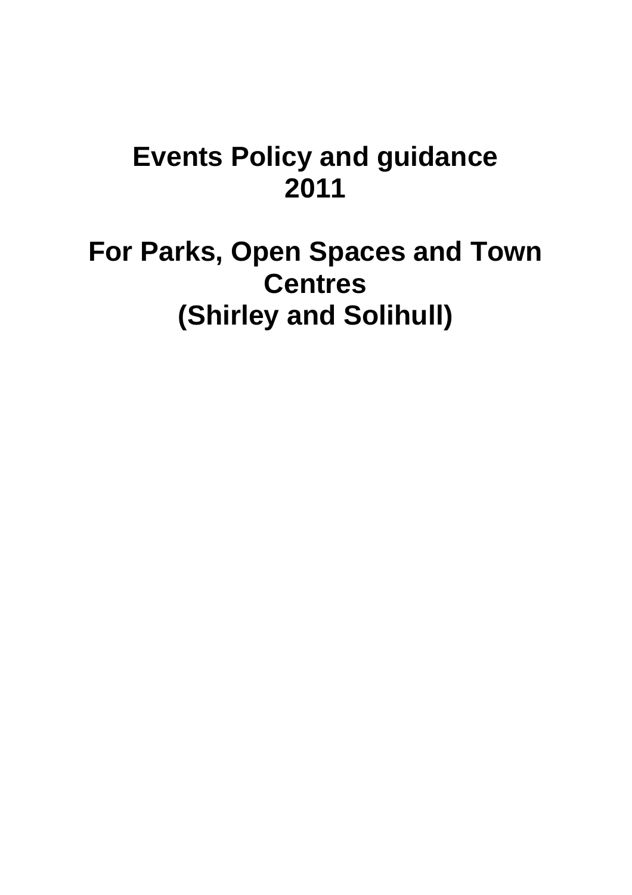# Events Policy and guidance 2011

# For Parks, Open Spaces and Town Centres (Shirley and Solihull)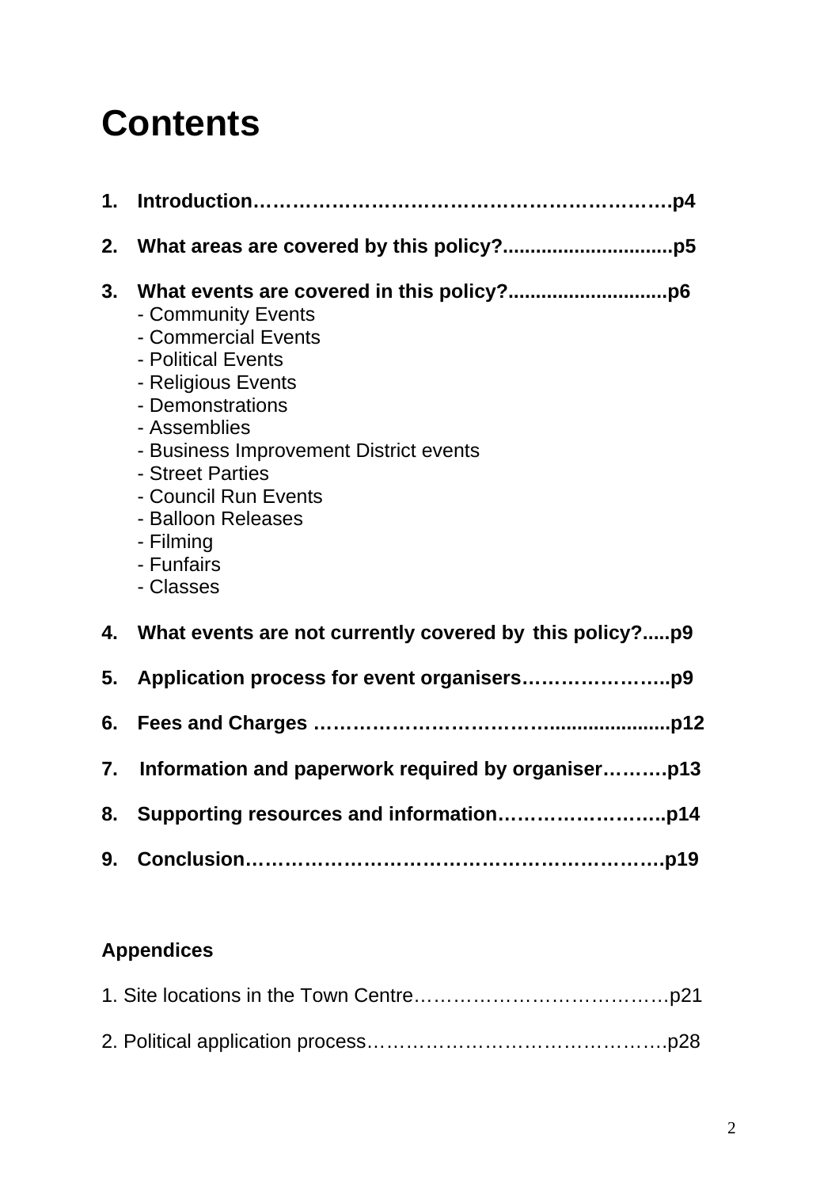# Contents

1. **Introduction…………………………………………………………p4**

2. **What areas are covered by this policy?..............................p5**

3. **What events are covered in this policy?.............................p6**
   - Community Events
   - Commercial Events
   - Political Events
   - Religious Events
   - Demonstrations
   - Assemblies
   - Business Improvement District events
   - Street Parties
   - Council Run Events
   - Balloon Releases
   - Filming
   - Funfairs
   - Classes

4. **What events are not currently covered by this policy?.....p9**

5. **Application process for event organisers…………………..p9**

6. **Fees and Charges ……………………………….....................p12**

7. **Information and paperwork required by organiser……….p13**

8. **Supporting resources and information……………………..p14**

9. **Conclusion…………………………………………………….p19**

**Appendices**

1. Site locations in the Town Centre…………………………………p21

2. Political application process……………………………………….p28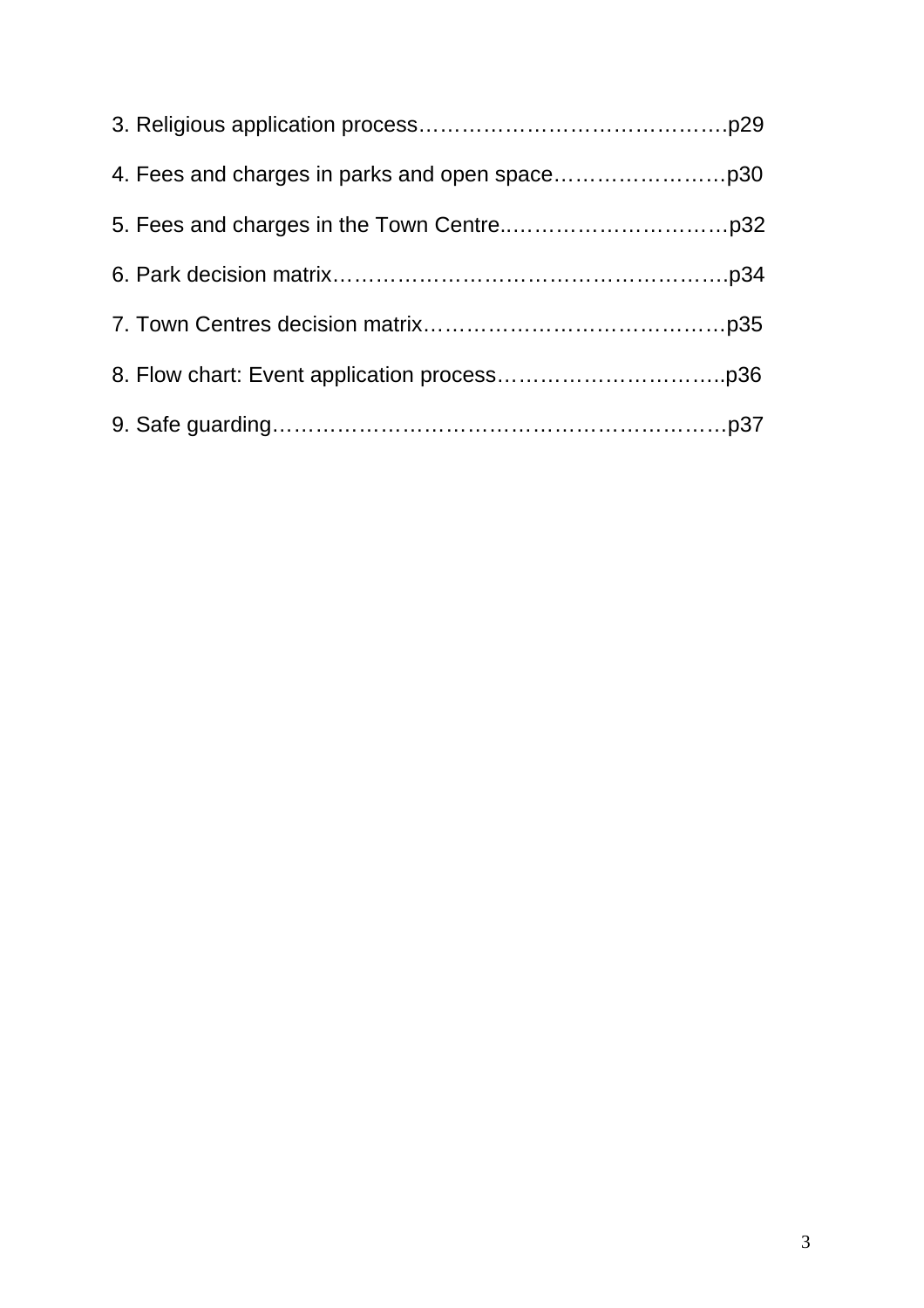3. Religious application process…………………………………….p29

4. Fees and charges in parks and open space……………………p30

5. Fees and charges in the Town Centre..…………………………p32

6. Park decision matrix…………………………………………….p34

7. Town Centres decision matrix……………………………………p35

8. Flow chart: Event application process…………………………..p36

9. Safe guarding………………………………………………………p37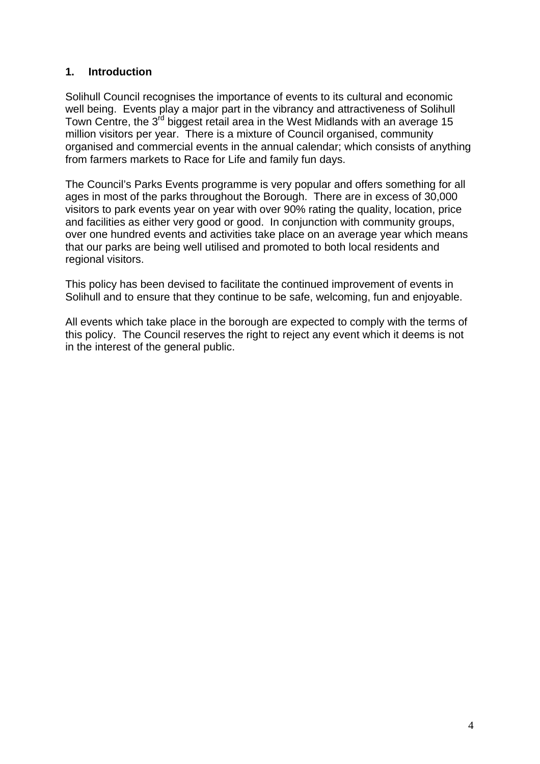## 1. Introduction

Solihull Council recognises the importance of events to its cultural and economic well being. Events play a major part in the vibrancy and attractiveness of Solihull Town Centre, the 3rd biggest retail area in the West Midlands with an average 15 million visitors per year. There is a mixture of Council organised, community organised and commercial events in the annual calendar; which consists of anything from farmers markets to Race for Life and family fun days.

The Council's Parks Events programme is very popular and offers something for all ages in most of the parks throughout the Borough. There are in excess of 30,000 visitors to park events year on year with over 90% rating the quality, location, price and facilities as either very good or good. In conjunction with community groups, over one hundred events and activities take place on an average year which means that our parks are being well utilised and promoted to both local residents and regional visitors.

This policy has been devised to facilitate the continued improvement of events in Solihull and to ensure that they continue to be safe, welcoming, fun and enjoyable.

All events which take place in the borough are expected to comply with the terms of this policy. The Council reserves the right to reject any event which it deems is not in the interest of the general public.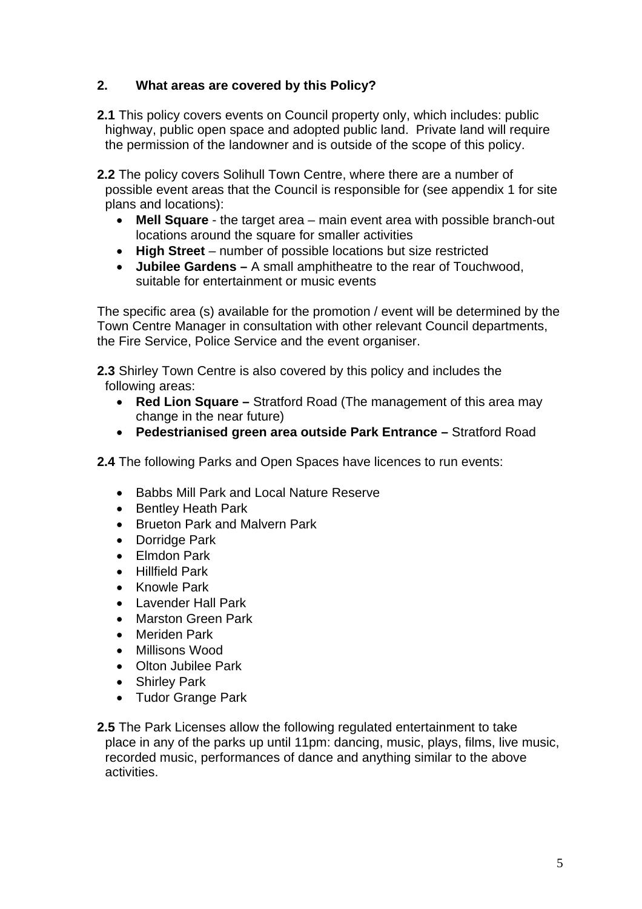## 2. What areas are covered by this Policy?

**2.1** This policy covers events on Council property only, which includes: public highway, public open space and adopted public land. Private land will require the permission of the landowner and is outside of the scope of this policy.

**2.2** The policy covers Solihull Town Centre, where there are a number of possible event areas that the Council is responsible for (see appendix 1 for site plans and locations):

- **Mell Square** - the target area – main event area with possible branch-out locations around the square for smaller activities
- **High Street** – number of possible locations but size restricted
- **Jubilee Gardens –** A small amphitheatre to the rear of Touchwood, suitable for entertainment or music events

The specific area (s) available for the promotion / event will be determined by the Town Centre Manager in consultation with other relevant Council departments, the Fire Service, Police Service and the event organiser.

**2.3** Shirley Town Centre is also covered by this policy and includes the following areas:

- **Red Lion Square –** Stratford Road (The management of this area may change in the near future)
- **Pedestrianised green area outside Park Entrance –** Stratford Road

**2.4** The following Parks and Open Spaces have licences to run events:

- Babbs Mill Park and Local Nature Reserve
- Bentley Heath Park
- Brueton Park and Malvern Park
- Dorridge Park
- Elmdon Park
- Hillfield Park
- Knowle Park
- Lavender Hall Park
- Marston Green Park
- Meriden Park
- Millisons Wood
- Olton Jubilee Park
- Shirley Park
- Tudor Grange Park

**2.5** The Park Licenses allow the following regulated entertainment to take place in any of the parks up until 11pm: dancing, music, plays, films, live music, recorded music, performances of dance and anything similar to the above activities.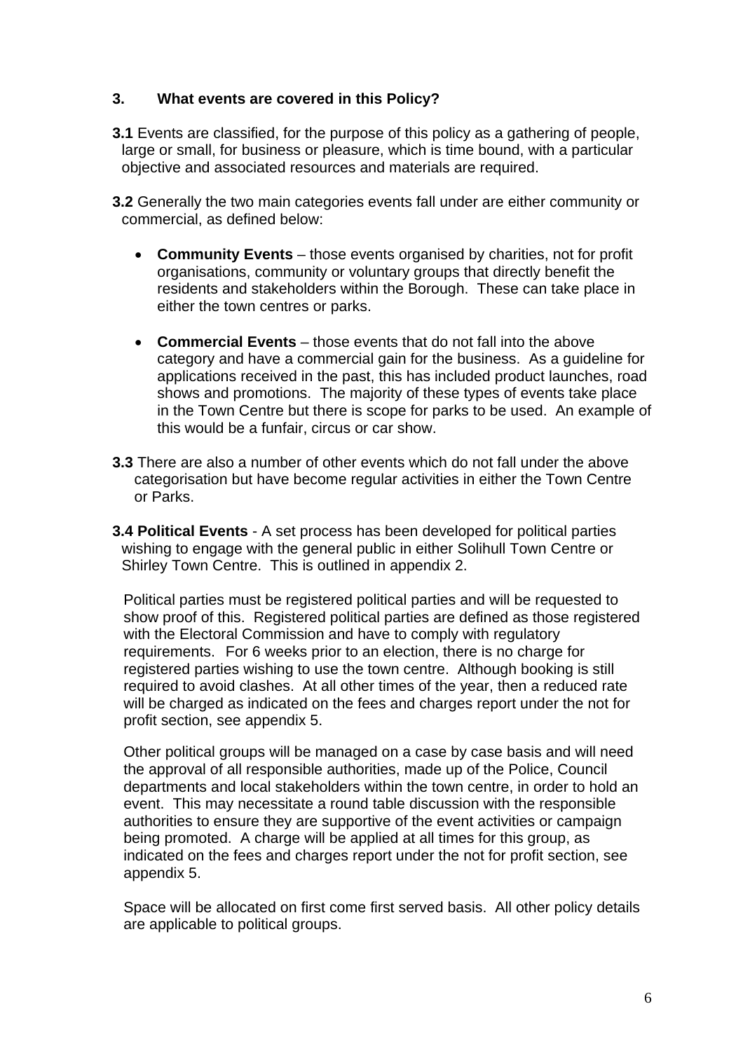## 3. What events are covered in this Policy?

**3.1** Events are classified, for the purpose of this policy as a gathering of people, large or small, for business or pleasure, which is time bound, with a particular objective and associated resources and materials are required.

**3.2** Generally the two main categories events fall under are either community or commercial, as defined below:

- **Community Events** – those events organised by charities, not for profit organisations, community or voluntary groups that directly benefit the residents and stakeholders within the Borough. These can take place in either the town centres or parks.
- **Commercial Events** – those events that do not fall into the above category and have a commercial gain for the business. As a guideline for applications received in the past, this has included product launches, road shows and promotions. The majority of these types of events take place in the Town Centre but there is scope for parks to be used. An example of this would be a funfair, circus or car show.

**3.3** There are also a number of other events which do not fall under the above categorisation but have become regular activities in either the Town Centre or Parks.

**3.4 Political Events** - A set process has been developed for political parties wishing to engage with the general public in either Solihull Town Centre or Shirley Town Centre. This is outlined in appendix 2.

Political parties must be registered political parties and will be requested to show proof of this. Registered political parties are defined as those registered with the Electoral Commission and have to comply with regulatory requirements. For 6 weeks prior to an election, there is no charge for registered parties wishing to use the town centre. Although booking is still required to avoid clashes. At all other times of the year, then a reduced rate will be charged as indicated on the fees and charges report under the not for profit section, see appendix 5.

Other political groups will be managed on a case by case basis and will need the approval of all responsible authorities, made up of the Police, Council departments and local stakeholders within the town centre, in order to hold an event. This may necessitate a round table discussion with the responsible authorities to ensure they are supportive of the event activities or campaign being promoted. A charge will be applied at all times for this group, as indicated on the fees and charges report under the not for profit section, see appendix 5.

Space will be allocated on first come first served basis. All other policy details are applicable to political groups.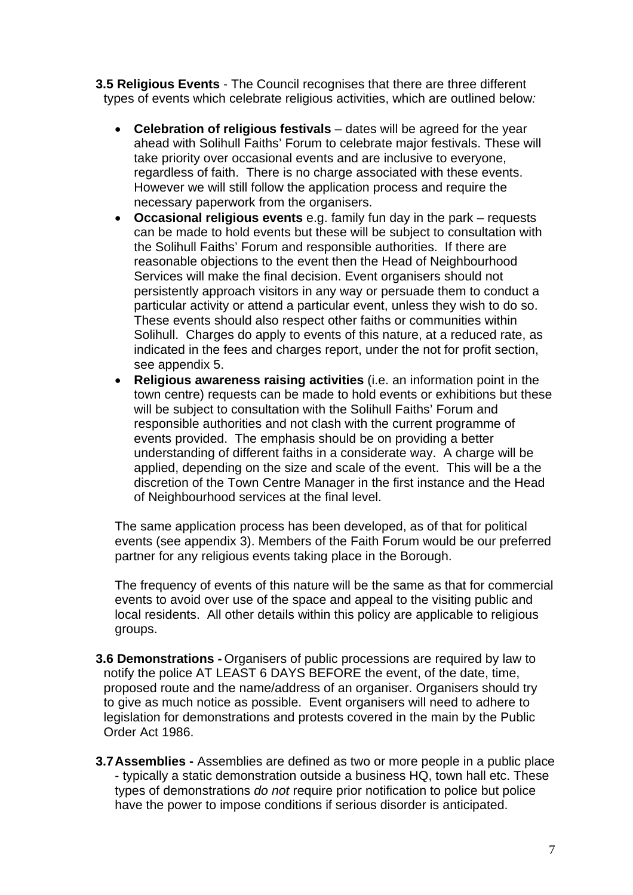**3.5 Religious Events** - The Council recognises that there are three different types of events which celebrate religious activities, which are outlined below*:*

- **Celebration of religious festivals** – dates will be agreed for the year ahead with Solihull Faiths' Forum to celebrate major festivals. These will take priority over occasional events and are inclusive to everyone, regardless of faith. There is no charge associated with these events. However we will still follow the application process and require the necessary paperwork from the organisers.
- **Occasional religious events** e.g. family fun day in the park – requests can be made to hold events but these will be subject to consultation with the Solihull Faiths' Forum and responsible authorities. If there are reasonable objections to the event then the Head of Neighbourhood Services will make the final decision. Event organisers should not persistently approach visitors in any way or persuade them to conduct a particular activity or attend a particular event, unless they wish to do so. These events should also respect other faiths or communities within Solihull. Charges do apply to events of this nature, at a reduced rate, as indicated in the fees and charges report, under the not for profit section, see appendix 5.
- **Religious awareness raising activities** (i.e. an information point in the town centre) requests can be made to hold events or exhibitions but these will be subject to consultation with the Solihull Faiths' Forum and responsible authorities and not clash with the current programme of events provided. The emphasis should be on providing a better understanding of different faiths in a considerate way. A charge will be applied, depending on the size and scale of the event. This will be a the discretion of the Town Centre Manager in the first instance and the Head of Neighbourhood services at the final level.

The same application process has been developed, as of that for political events (see appendix 3). Members of the Faith Forum would be our preferred partner for any religious events taking place in the Borough.

The frequency of events of this nature will be the same as that for commercial events to avoid over use of the space and appeal to the visiting public and local residents. All other details within this policy are applicable to religious groups.

**3.6 Demonstrations -** Organisers of public processions are required by law to notify the police AT LEAST 6 DAYS BEFORE the event, of the date, time, proposed route and the name/address of an organiser. Organisers should try to give as much notice as possible. Event organisers will need to adhere to legislation for demonstrations and protests covered in the main by the Public Order Act 1986.

**3.7 Assemblies -** Assemblies are defined as two or more people in a public place - typically a static demonstration outside a business HQ, town hall etc. These types of demonstrations *do not* require prior notification to police but police have the power to impose conditions if serious disorder is anticipated.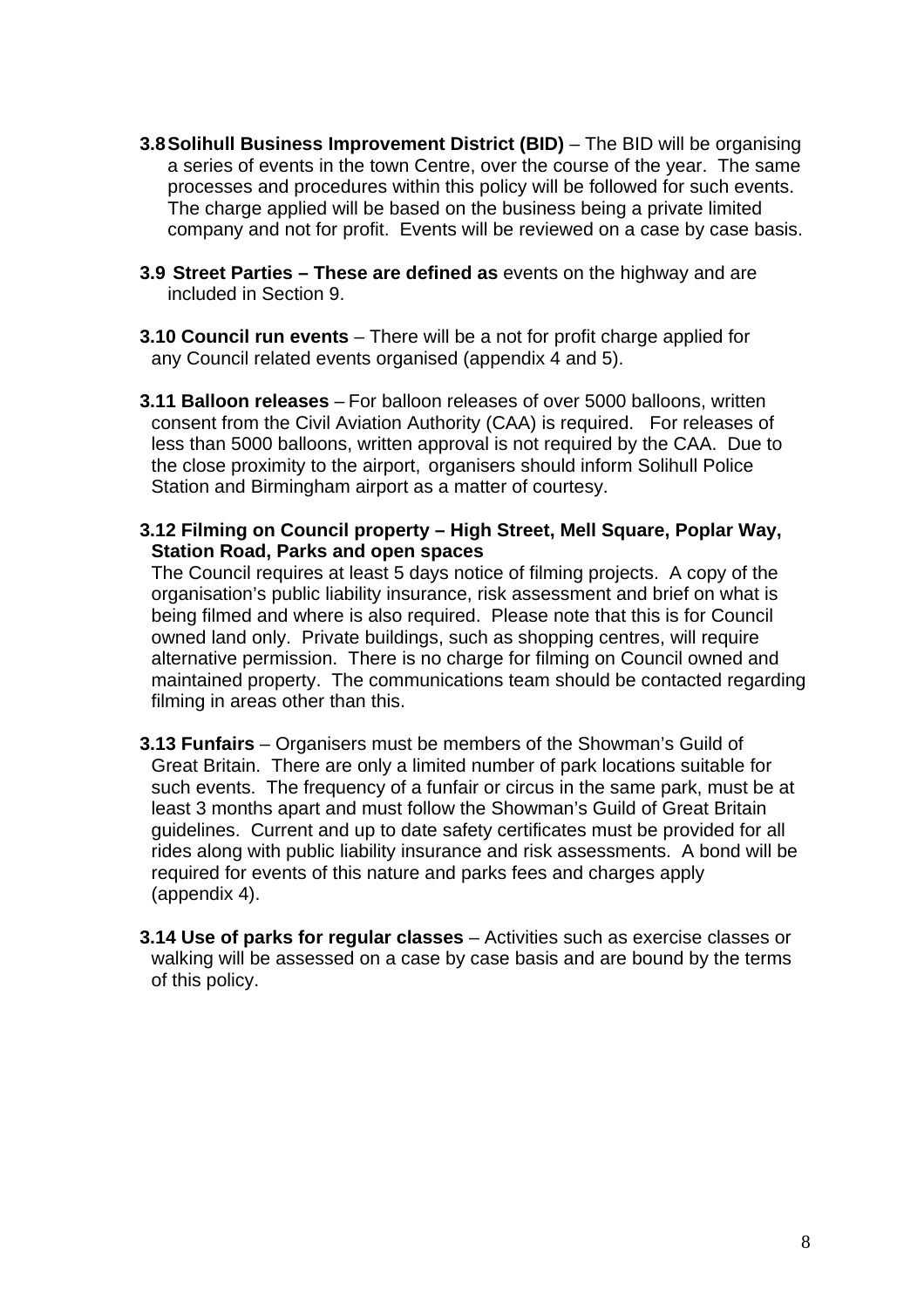**3.8 Solihull Business Improvement District (BID)** – The BID will be organising a series of events in the town Centre, over the course of the year. The same processes and procedures within this policy will be followed for such events. The charge applied will be based on the business being a private limited company and not for profit. Events will be reviewed on a case by case basis.

**3.9 Street Parties – These are defined as** events on the highway and are included in Section 9.

**3.10 Council run events** – There will be a not for profit charge applied for any Council related events organised (appendix 4 and 5).

**3.11 Balloon releases** – For balloon releases of over 5000 balloons, written consent from the Civil Aviation Authority (CAA) is required. For releases of less than 5000 balloons, written approval is not required by the CAA. Due to the close proximity to the airport, organisers should inform Solihull Police Station and Birmingham airport as a matter of courtesy.

**3.12 Filming on Council property – High Street, Mell Square, Poplar Way, Station Road, Parks and open spaces**

The Council requires at least 5 days notice of filming projects. A copy of the organisation's public liability insurance, risk assessment and brief on what is being filmed and where is also required. Please note that this is for Council owned land only. Private buildings, such as shopping centres, will require alternative permission. There is no charge for filming on Council owned and maintained property. The communications team should be contacted regarding filming in areas other than this.

**3.13 Funfairs** – Organisers must be members of the Showman's Guild of Great Britain. There are only a limited number of park locations suitable for such events. The frequency of a funfair or circus in the same park, must be at least 3 months apart and must follow the Showman's Guild of Great Britain guidelines. Current and up to date safety certificates must be provided for all rides along with public liability insurance and risk assessments. A bond will be required for events of this nature and parks fees and charges apply (appendix 4).

**3.14 Use of parks for regular classes** – Activities such as exercise classes or walking will be assessed on a case by case basis and are bound by the terms of this policy.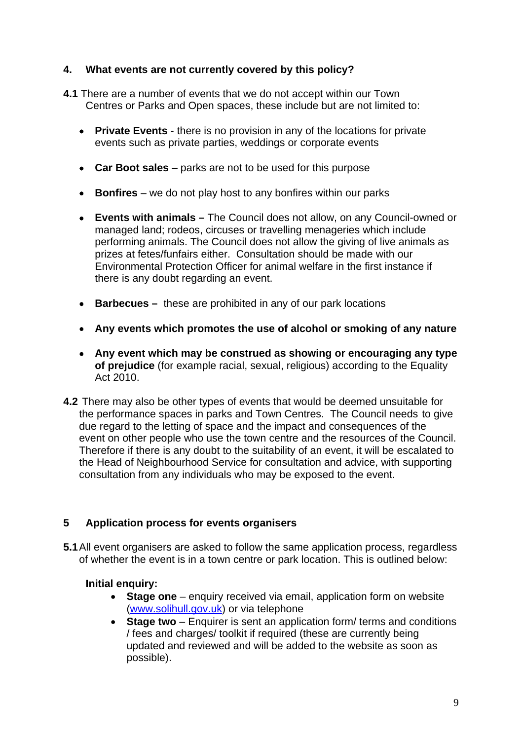## 4. What events are not currently covered by this policy?

**4.1** There are a number of events that we do not accept within our Town Centres or Parks and Open spaces, these include but are not limited to:

- **Private Events** - there is no provision in any of the locations for private events such as private parties, weddings or corporate events
- **Car Boot sales** – parks are not to be used for this purpose
- **Bonfires** – we do not play host to any bonfires within our parks
- **Events with animals –** The Council does not allow, on any Council-owned or managed land; rodeos, circuses or travelling menageries which include performing animals. The Council does not allow the giving of live animals as prizes at fetes/funfairs either. Consultation should be made with our Environmental Protection Officer for animal welfare in the first instance if there is any doubt regarding an event.
- **Barbecues –** these are prohibited in any of our park locations
- **Any events which promotes the use of alcohol or smoking of any nature**
- **Any event which may be construed as showing or encouraging any type of prejudice** (for example racial, sexual, religious) according to the Equality Act 2010.

**4.2** There may also be other types of events that would be deemed unsuitable for the performance spaces in parks and Town Centres. The Council needs to give due regard to the letting of space and the impact and consequences of the event on other people who use the town centre and the resources of the Council. Therefore if there is any doubt to the suitability of an event, it will be escalated to the Head of Neighbourhood Service for consultation and advice, with supporting consultation from any individuals who may be exposed to the event.

## 5 Application process for events organisers

**5.1** All event organisers are asked to follow the same application process, regardless of whether the event is in a town centre or park location. This is outlined below:

**Initial enquiry:**

- **Stage one** – enquiry received via email, application form on website (www.solihull.gov.uk) or via telephone
- **Stage two** – Enquirer is sent an application form/ terms and conditions / fees and charges/ toolkit if required (these are currently being updated and reviewed and will be added to the website as soon as possible).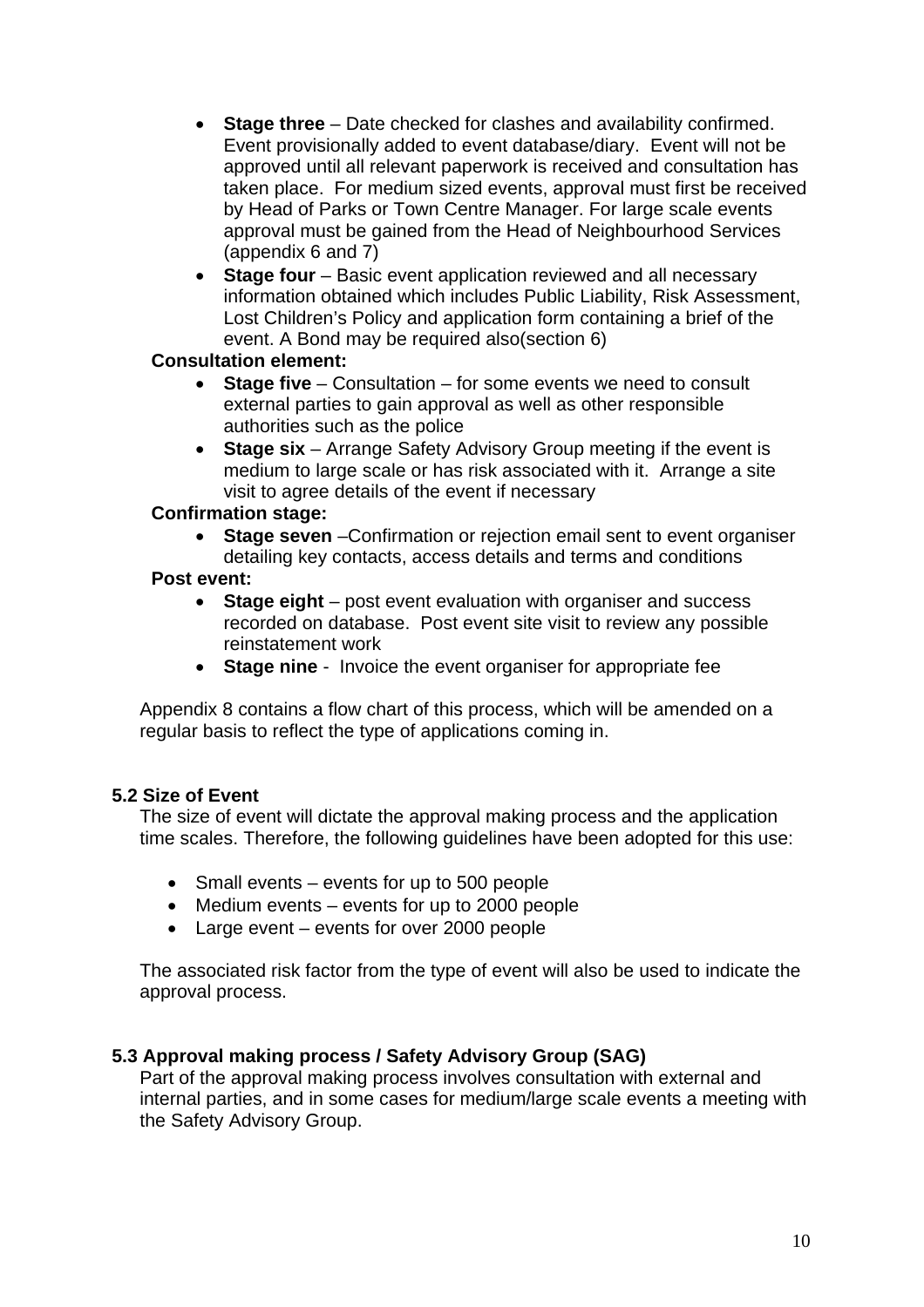- **Stage three** – Date checked for clashes and availability confirmed. Event provisionally added to event database/diary. Event will not be approved until all relevant paperwork is received and consultation has taken place. For medium sized events, approval must first be received by Head of Parks or Town Centre Manager. For large scale events approval must be gained from the Head of Neighbourhood Services (appendix 6 and 7)
- **Stage four** – Basic event application reviewed and all necessary information obtained which includes Public Liability, Risk Assessment, Lost Children's Policy and application form containing a brief of the event. A Bond may be required also(section 6)

**Consultation element:**

- **Stage five** – Consultation – for some events we need to consult external parties to gain approval as well as other responsible authorities such as the police
- **Stage six** – Arrange Safety Advisory Group meeting if the event is medium to large scale or has risk associated with it. Arrange a site visit to agree details of the event if necessary

**Confirmation stage:**

- **Stage seven** –Confirmation or rejection email sent to event organiser detailing key contacts, access details and terms and conditions

**Post event:**

- **Stage eight** – post event evaluation with organiser and success recorded on database. Post event site visit to review any possible reinstatement work
- **Stage nine** - Invoice the event organiser for appropriate fee

Appendix 8 contains a flow chart of this process, which will be amended on a regular basis to reflect the type of applications coming in.

### 5.2 Size of Event

The size of event will dictate the approval making process and the application time scales. Therefore, the following guidelines have been adopted for this use:

- Small events – events for up to 500 people
- Medium events – events for up to 2000 people
- Large event – events for over 2000 people

The associated risk factor from the type of event will also be used to indicate the approval process.

### 5.3 Approval making process / Safety Advisory Group (SAG)

Part of the approval making process involves consultation with external and internal parties, and in some cases for medium/large scale events a meeting with the Safety Advisory Group.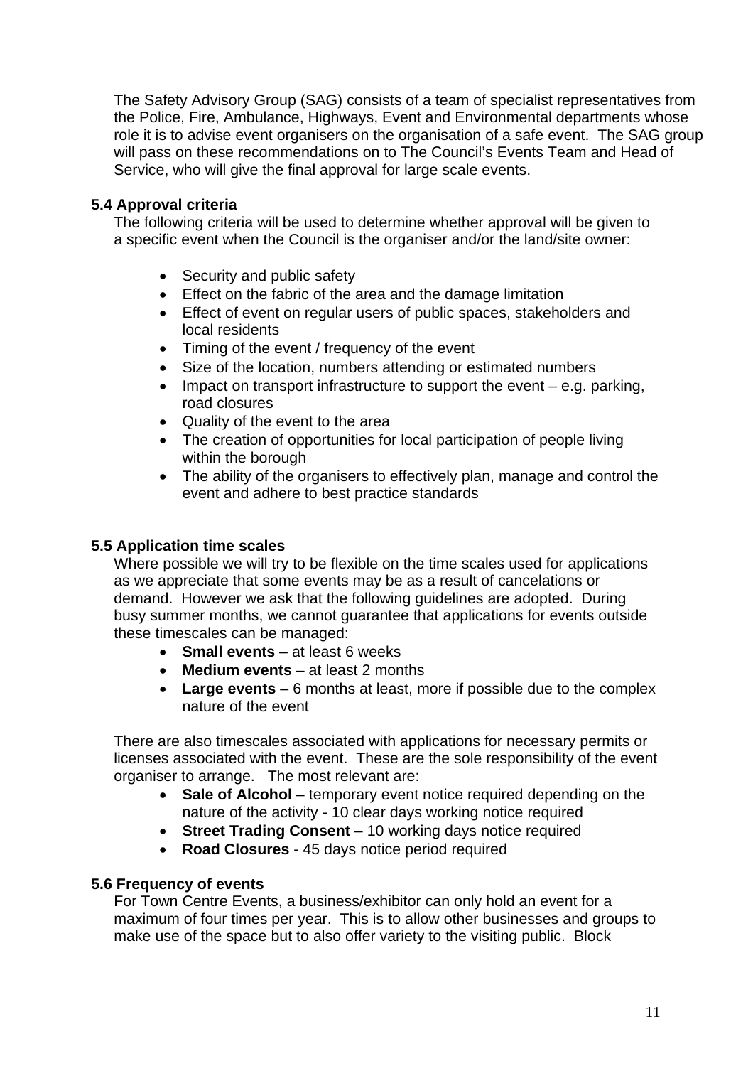The Safety Advisory Group (SAG) consists of a team of specialist representatives from the Police, Fire, Ambulance, Highways, Event and Environmental departments whose role it is to advise event organisers on the organisation of a safe event. The SAG group will pass on these recommendations on to The Council's Events Team and Head of Service, who will give the final approval for large scale events.

### 5.4 Approval criteria

The following criteria will be used to determine whether approval will be given to a specific event when the Council is the organiser and/or the land/site owner:

- Security and public safety
- Effect on the fabric of the area and the damage limitation
- Effect of event on regular users of public spaces, stakeholders and local residents
- Timing of the event / frequency of the event
- Size of the location, numbers attending or estimated numbers
- Impact on transport infrastructure to support the event – e.g. parking, road closures
- Quality of the event to the area
- The creation of opportunities for local participation of people living within the borough
- The ability of the organisers to effectively plan, manage and control the event and adhere to best practice standards

### 5.5 Application time scales

Where possible we will try to be flexible on the time scales used for applications as we appreciate that some events may be as a result of cancelations or demand. However we ask that the following guidelines are adopted. During busy summer months, we cannot guarantee that applications for events outside these timescales can be managed:

- **Small events** – at least 6 weeks
- **Medium events** – at least 2 months
- **Large events** – 6 months at least, more if possible due to the complex nature of the event

There are also timescales associated with applications for necessary permits or licenses associated with the event. These are the sole responsibility of the event organiser to arrange. The most relevant are:

- **Sale of Alcohol** – temporary event notice required depending on the nature of the activity - 10 clear days working notice required
- **Street Trading Consent** – 10 working days notice required
- **Road Closures** - 45 days notice period required

### 5.6 Frequency of events

For Town Centre Events, a business/exhibitor can only hold an event for a maximum of four times per year. This is to allow other businesses and groups to make use of the space but to also offer variety to the visiting public. Block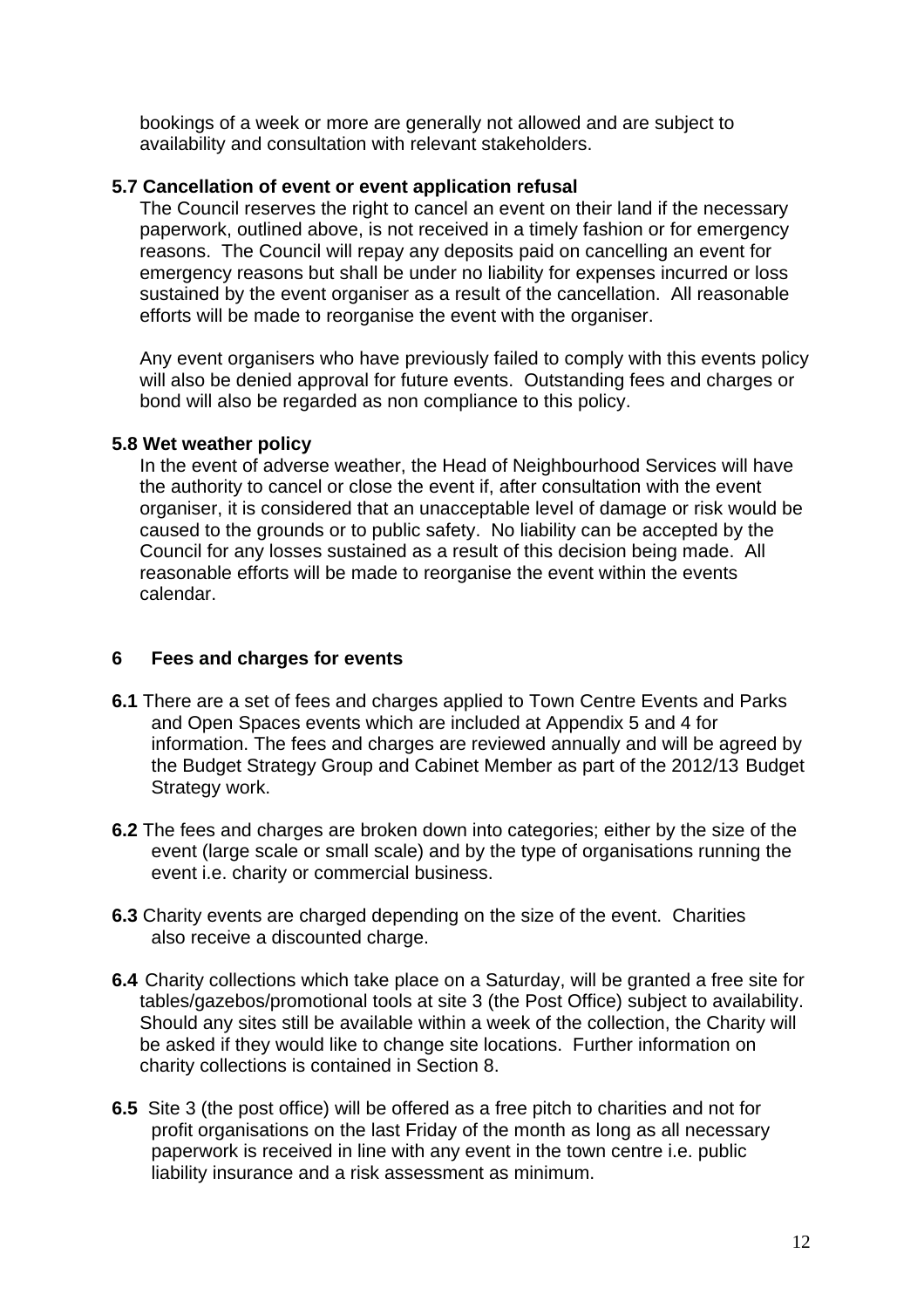bookings of a week or more are generally not allowed and are subject to availability and consultation with relevant stakeholders.

### 5.7 Cancellation of event or event application refusal

The Council reserves the right to cancel an event on their land if the necessary paperwork, outlined above, is not received in a timely fashion or for emergency reasons. The Council will repay any deposits paid on cancelling an event for emergency reasons but shall be under no liability for expenses incurred or loss sustained by the event organiser as a result of the cancellation. All reasonable efforts will be made to reorganise the event with the organiser.

Any event organisers who have previously failed to comply with this events policy will also be denied approval for future events. Outstanding fees and charges or bond will also be regarded as non compliance to this policy.

### 5.8 Wet weather policy

In the event of adverse weather, the Head of Neighbourhood Services will have the authority to cancel or close the event if, after consultation with the event organiser, it is considered that an unacceptable level of damage or risk would be caused to the grounds or to public safety. No liability can be accepted by the Council for any losses sustained as a result of this decision being made. All reasonable efforts will be made to reorganise the event within the events calendar.

## 6 Fees and charges for events

**6.1** There are a set of fees and charges applied to Town Centre Events and Parks and Open Spaces events which are included at Appendix 5 and 4 for information. The fees and charges are reviewed annually and will be agreed by the Budget Strategy Group and Cabinet Member as part of the 2012/13 Budget Strategy work.

**6.2** The fees and charges are broken down into categories; either by the size of the event (large scale or small scale) and by the type of organisations running the event i.e. charity or commercial business.

**6.3** Charity events are charged depending on the size of the event. Charities also receive a discounted charge.

**6.4** Charity collections which take place on a Saturday, will be granted a free site for tables/gazebos/promotional tools at site 3 (the Post Office) subject to availability. Should any sites still be available within a week of the collection, the Charity will be asked if they would like to change site locations. Further information on charity collections is contained in Section 8.

**6.5** Site 3 (the post office) will be offered as a free pitch to charities and not for profit organisations on the last Friday of the month as long as all necessary paperwork is received in line with any event in the town centre i.e. public liability insurance and a risk assessment as minimum.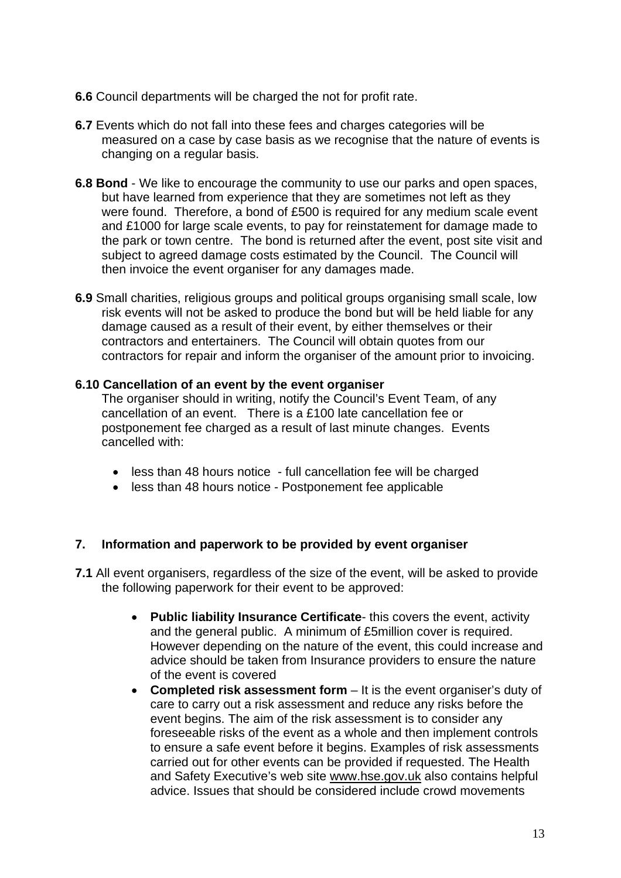**6.6** Council departments will be charged the not for profit rate.

**6.7** Events which do not fall into these fees and charges categories will be measured on a case by case basis as we recognise that the nature of events is changing on a regular basis.

**6.8 Bond** - We like to encourage the community to use our parks and open spaces, but have learned from experience that they are sometimes not left as they were found. Therefore, a bond of £500 is required for any medium scale event and £1000 for large scale events, to pay for reinstatement for damage made to the park or town centre. The bond is returned after the event, post site visit and subject to agreed damage costs estimated by the Council. The Council will then invoice the event organiser for any damages made.

**6.9** Small charities, religious groups and political groups organising small scale, low risk events will not be asked to produce the bond but will be held liable for any damage caused as a result of their event, by either themselves or their contractors and entertainers. The Council will obtain quotes from our contractors for repair and inform the organiser of the amount prior to invoicing.

**6.10 Cancellation of an event by the event organiser**

The organiser should in writing, notify the Council's Event Team, of any cancellation of an event. There is a £100 late cancellation fee or postponement fee charged as a result of last minute changes. Events cancelled with:

- less than 48 hours notice - full cancellation fee will be charged
- less than 48 hours notice - Postponement fee applicable

## 7. Information and paperwork to be provided by event organiser

**7.1** All event organisers, regardless of the size of the event, will be asked to provide the following paperwork for their event to be approved:

- **Public liability Insurance Certificate**- this covers the event, activity and the general public. A minimum of £5million cover is required. However depending on the nature of the event, this could increase and advice should be taken from Insurance providers to ensure the nature of the event is covered
- **Completed risk assessment form** – It is the event organiser's duty of care to carry out a risk assessment and reduce any risks before the event begins. The aim of the risk assessment is to consider any foreseeable risks of the event as a whole and then implement controls to ensure a safe event before it begins. Examples of risk assessments carried out for other events can be provided if requested. The Health and Safety Executive's web site www.hse.gov.uk also contains helpful advice. Issues that should be considered include crowd movements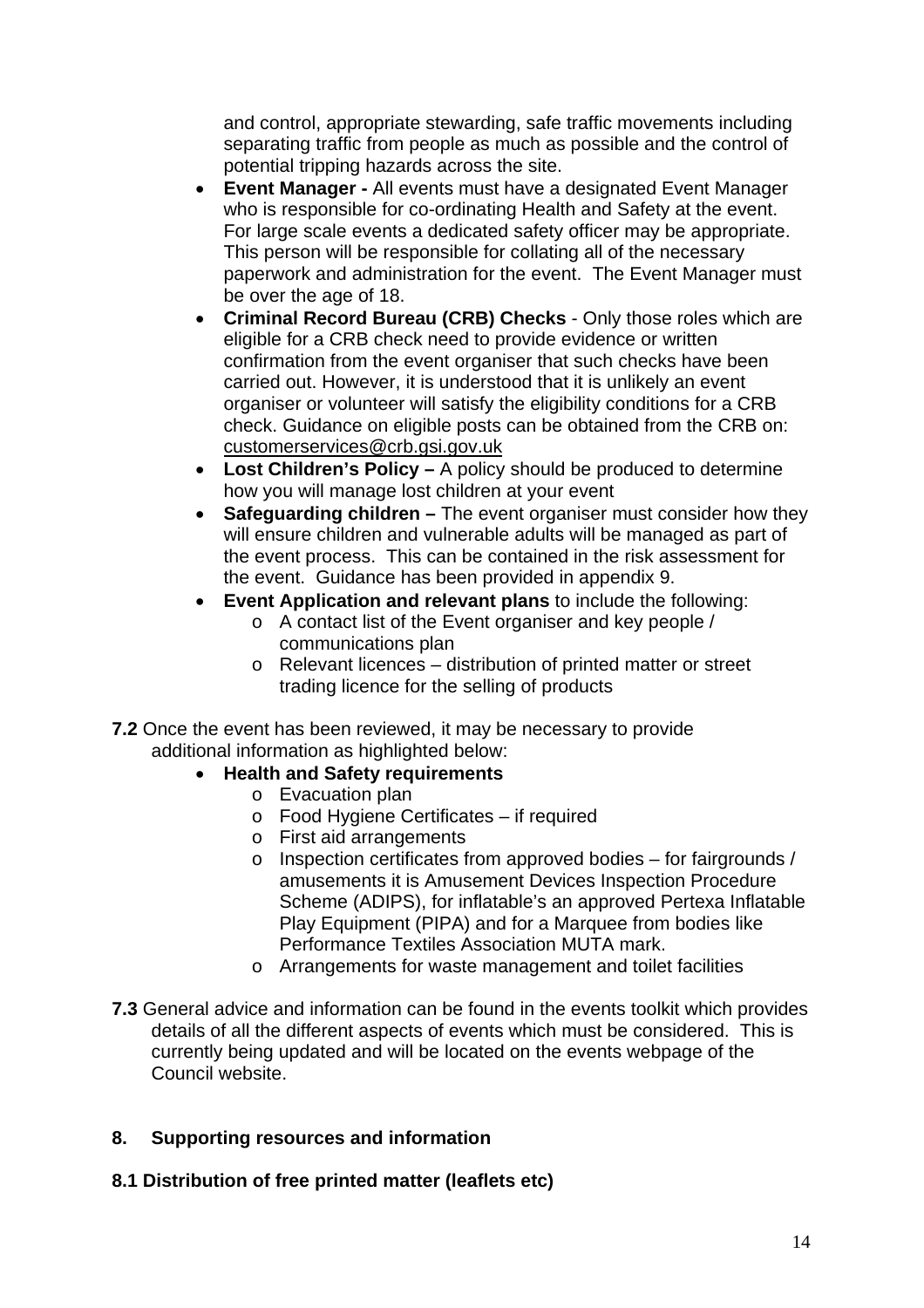and control, appropriate stewarding, safe traffic movements including separating traffic from people as much as possible and the control of potential tripping hazards across the site.

- **Event Manager -** All events must have a designated Event Manager who is responsible for co-ordinating Health and Safety at the event. For large scale events a dedicated safety officer may be appropriate. This person will be responsible for collating all of the necessary paperwork and administration for the event. The Event Manager must be over the age of 18.
- **Criminal Record Bureau (CRB) Checks** - Only those roles which are eligible for a CRB check need to provide evidence or written confirmation from the event organiser that such checks have been carried out. However, it is understood that it is unlikely an event organiser or volunteer will satisfy the eligibility conditions for a CRB check. Guidance on eligible posts can be obtained from the CRB on: customerservices@crb.gsi.gov.uk
- **Lost Children's Policy –** A policy should be produced to determine how you will manage lost children at your event
- **Safeguarding children –** The event organiser must consider how they will ensure children and vulnerable adults will be managed as part of the event process. This can be contained in the risk assessment for the event. Guidance has been provided in appendix 9.
- **Event Application and relevant plans** to include the following:
  - A contact list of the Event organiser and key people / communications plan
  - Relevant licences – distribution of printed matter or street trading licence for the selling of products

**7.2** Once the event has been reviewed, it may be necessary to provide additional information as highlighted below:

- **Health and Safety requirements**
  - Evacuation plan
  - Food Hygiene Certificates – if required
  - First aid arrangements
  - Inspection certificates from approved bodies – for fairgrounds / amusements it is Amusement Devices Inspection Procedure Scheme (ADIPS), for inflatable's an approved Pertexa Inflatable Play Equipment (PIPA) and for a Marquee from bodies like Performance Textiles Association MUTA mark.
  - Arrangements for waste management and toilet facilities

**7.3** General advice and information can be found in the events toolkit which provides details of all the different aspects of events which must be considered. This is currently being updated and will be located on the events webpage of the Council website.

## 8. Supporting resources and information

### 8.1 Distribution of free printed matter (leaflets etc)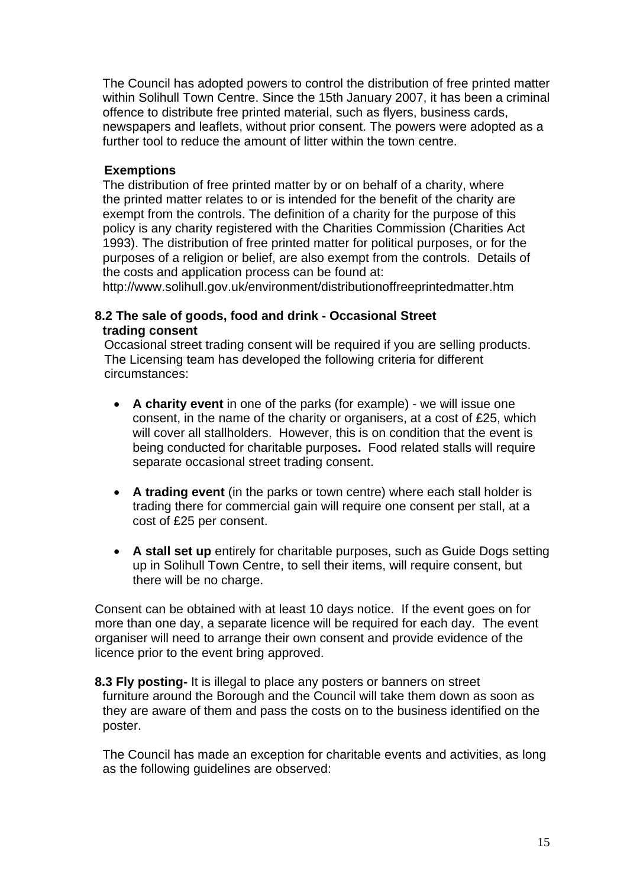The Council has adopted powers to control the distribution of free printed matter within Solihull Town Centre. Since the 15th January 2007, it has been a criminal offence to distribute free printed material, such as flyers, business cards, newspapers and leaflets, without prior consent. The powers were adopted as a further tool to reduce the amount of litter within the town centre.

**Exemptions**

The distribution of free printed matter by or on behalf of a charity, where the printed matter relates to or is intended for the benefit of the charity are exempt from the controls. The definition of a charity for the purpose of this policy is any charity registered with the Charities Commission (Charities Act 1993). The distribution of free printed matter for political purposes, or for the purposes of a religion or belief, are also exempt from the controls. Details of the costs and application process can be found at:
http://www.solihull.gov.uk/environment/distributionoffreeprintedmatter.htm

### 8.2 The sale of goods, food and drink - Occasional Street trading consent

Occasional street trading consent will be required if you are selling products. The Licensing team has developed the following criteria for different circumstances:

- **A charity event** in one of the parks (for example) - we will issue one consent, in the name of the charity or organisers, at a cost of £25, which will cover all stallholders. However, this is on condition that the event is being conducted for charitable purposes**.** Food related stalls will require separate occasional street trading consent.

- **A trading event** (in the parks or town centre) where each stall holder is trading there for commercial gain will require one consent per stall, at a cost of £25 per consent.

- **A stall set up** entirely for charitable purposes, such as Guide Dogs setting up in Solihull Town Centre, to sell their items, will require consent, but there will be no charge.

Consent can be obtained with at least 10 days notice. If the event goes on for more than one day, a separate licence will be required for each day. The event organiser will need to arrange their own consent and provide evidence of the licence prior to the event bring approved.

**8.3 Fly posting-** It is illegal to place any posters or banners on street furniture around the Borough and the Council will take them down as soon as they are aware of them and pass the costs on to the business identified on the poster.

The Council has made an exception for charitable events and activities, as long as the following guidelines are observed: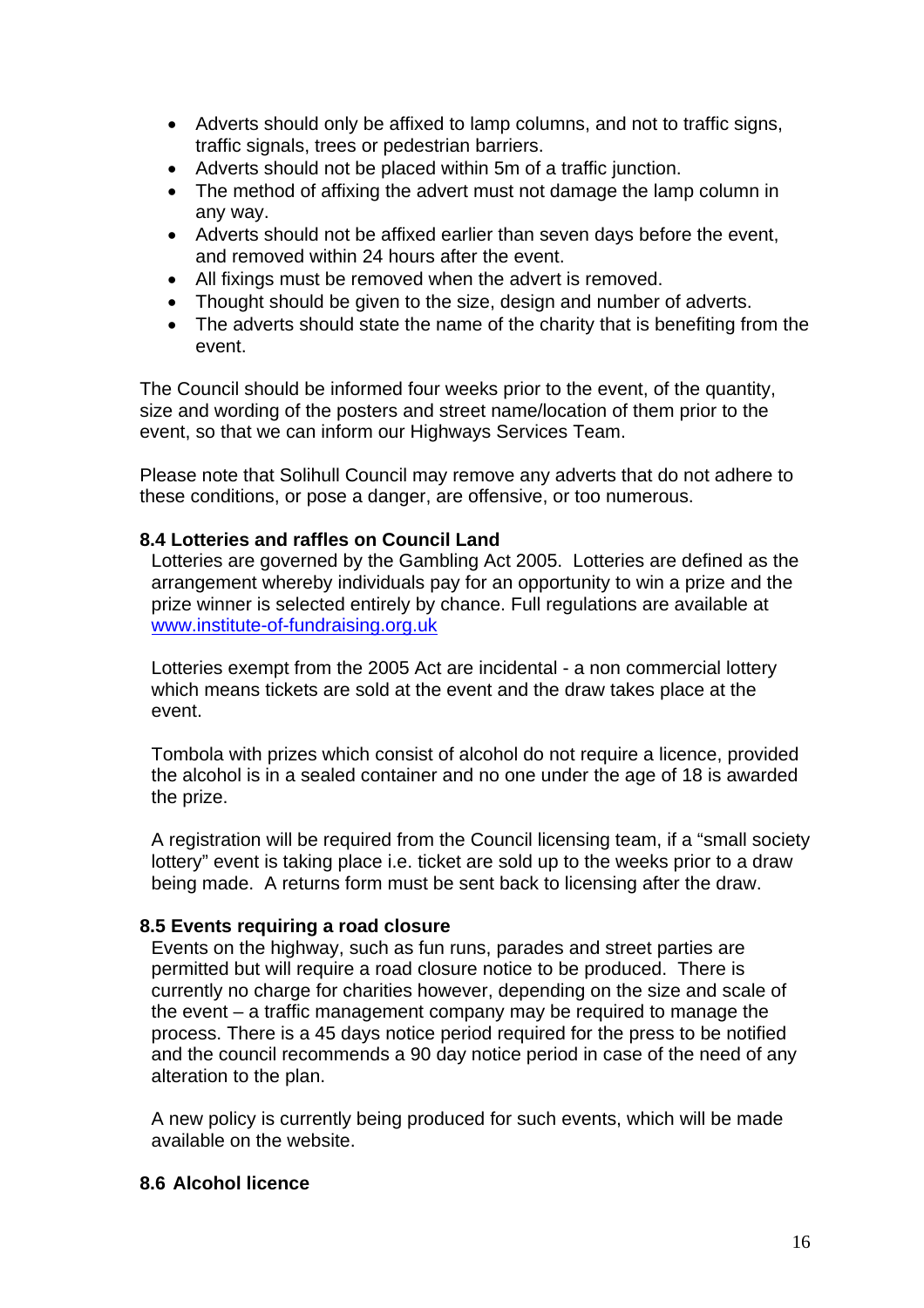- Adverts should only be affixed to lamp columns, and not to traffic signs, traffic signals, trees or pedestrian barriers.
- Adverts should not be placed within 5m of a traffic junction.
- The method of affixing the advert must not damage the lamp column in any way.
- Adverts should not be affixed earlier than seven days before the event, and removed within 24 hours after the event.
- All fixings must be removed when the advert is removed.
- Thought should be given to the size, design and number of adverts.
- The adverts should state the name of the charity that is benefiting from the event.

The Council should be informed four weeks prior to the event, of the quantity, size and wording of the posters and street name/location of them prior to the event, so that we can inform our Highways Services Team.

Please note that Solihull Council may remove any adverts that do not adhere to these conditions, or pose a danger, are offensive, or too numerous.

### 8.4 Lotteries and raffles on Council Land

Lotteries are governed by the Gambling Act 2005. Lotteries are defined as the arrangement whereby individuals pay for an opportunity to win a prize and the prize winner is selected entirely by chance. Full regulations are available at www.institute-of-fundraising.org.uk

Lotteries exempt from the 2005 Act are incidental - a non commercial lottery which means tickets are sold at the event and the draw takes place at the event.

Tombola with prizes which consist of alcohol do not require a licence, provided the alcohol is in a sealed container and no one under the age of 18 is awarded the prize.

A registration will be required from the Council licensing team, if a "small society lottery" event is taking place i.e. ticket are sold up to the weeks prior to a draw being made. A returns form must be sent back to licensing after the draw.

### 8.5 Events requiring a road closure

Events on the highway, such as fun runs, parades and street parties are permitted but will require a road closure notice to be produced. There is currently no charge for charities however, depending on the size and scale of the event – a traffic management company may be required to manage the process. There is a 45 days notice period required for the press to be notified and the council recommends a 90 day notice period in case of the need of any alteration to the plan.

A new policy is currently being produced for such events, which will be made available on the website.

### 8.6 Alcohol licence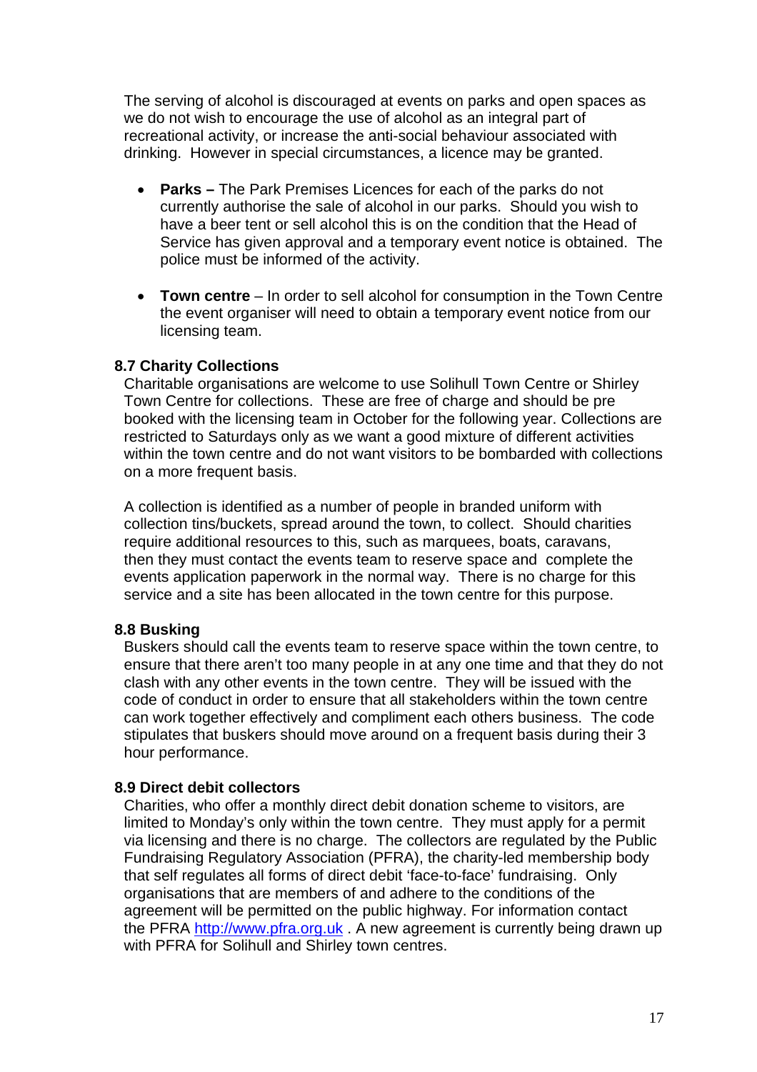The serving of alcohol is discouraged at events on parks and open spaces as we do not wish to encourage the use of alcohol as an integral part of recreational activity, or increase the anti-social behaviour associated with drinking. However in special circumstances, a licence may be granted.

- **Parks –** The Park Premises Licences for each of the parks do not currently authorise the sale of alcohol in our parks. Should you wish to have a beer tent or sell alcohol this is on the condition that the Head of Service has given approval and a temporary event notice is obtained. The police must be informed of the activity.

- **Town centre** – In order to sell alcohol for consumption in the Town Centre the event organiser will need to obtain a temporary event notice from our licensing team.

### 8.7 Charity Collections

Charitable organisations are welcome to use Solihull Town Centre or Shirley Town Centre for collections. These are free of charge and should be pre booked with the licensing team in October for the following year. Collections are restricted to Saturdays only as we want a good mixture of different activities within the town centre and do not want visitors to be bombarded with collections on a more frequent basis.

A collection is identified as a number of people in branded uniform with collection tins/buckets, spread around the town, to collect. Should charities require additional resources to this, such as marquees, boats, caravans, then they must contact the events team to reserve space and complete the events application paperwork in the normal way. There is no charge for this service and a site has been allocated in the town centre for this purpose.

### 8.8 Busking

Buskers should call the events team to reserve space within the town centre, to ensure that there aren't too many people in at any one time and that they do not clash with any other events in the town centre. They will be issued with the code of conduct in order to ensure that all stakeholders within the town centre can work together effectively and compliment each others business. The code stipulates that buskers should move around on a frequent basis during their 3 hour performance.

### 8.9 Direct debit collectors

Charities, who offer a monthly direct debit donation scheme to visitors, are limited to Monday's only within the town centre. They must apply for a permit via licensing and there is no charge. The collectors are regulated by the Public Fundraising Regulatory Association (PFRA), the charity-led membership body that self regulates all forms of direct debit 'face-to-face' fundraising. Only organisations that are members of and adhere to the conditions of the agreement will be permitted on the public highway. For information contact the PFRA http://www.pfra.org.uk . A new agreement is currently being drawn up with PFRA for Solihull and Shirley town centres.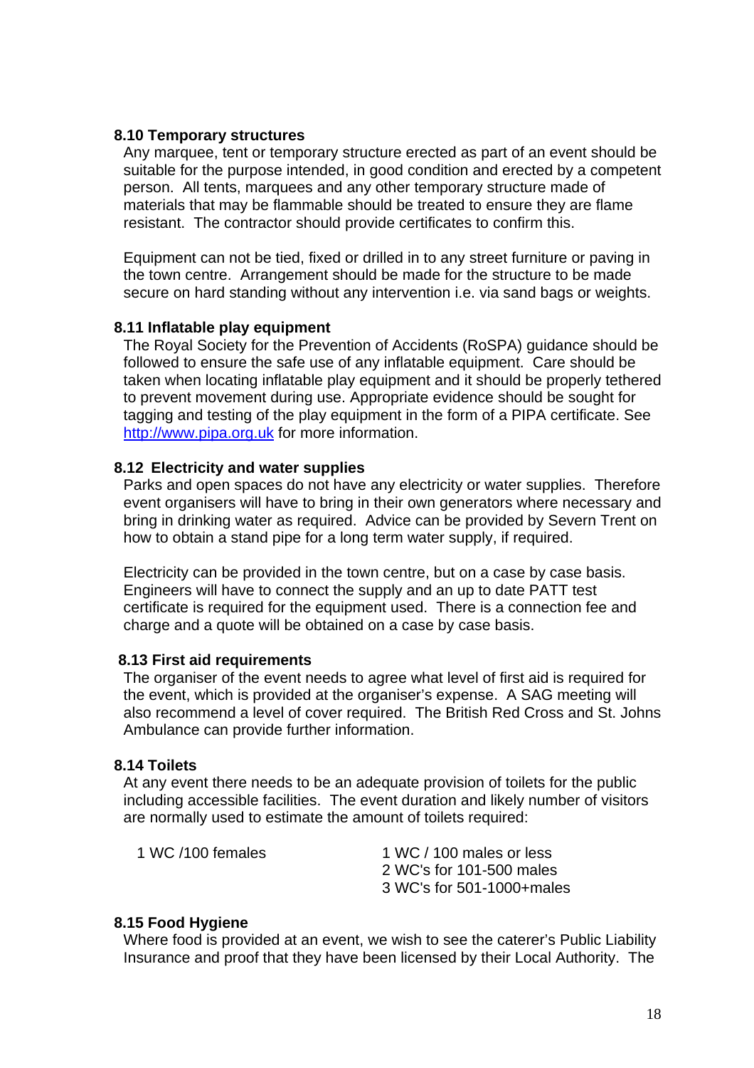### 8.10 Temporary structures

Any marquee, tent or temporary structure erected as part of an event should be suitable for the purpose intended, in good condition and erected by a competent person. All tents, marquees and any other temporary structure made of materials that may be flammable should be treated to ensure they are flame resistant. The contractor should provide certificates to confirm this.

Equipment can not be tied, fixed or drilled in to any street furniture or paving in the town centre. Arrangement should be made for the structure to be made secure on hard standing without any intervention i.e. via sand bags or weights.

### 8.11 Inflatable play equipment

The Royal Society for the Prevention of Accidents (RoSPA) guidance should be followed to ensure the safe use of any inflatable equipment. Care should be taken when locating inflatable play equipment and it should be properly tethered to prevent movement during use. Appropriate evidence should be sought for tagging and testing of the play equipment in the form of a PIPA certificate. See http://www.pipa.org.uk for more information.

### 8.12 Electricity and water supplies

Parks and open spaces do not have any electricity or water supplies. Therefore event organisers will have to bring in their own generators where necessary and bring in drinking water as required. Advice can be provided by Severn Trent on how to obtain a stand pipe for a long term water supply, if required.

Electricity can be provided in the town centre, but on a case by case basis. Engineers will have to connect the supply and an up to date PATT test certificate is required for the equipment used. There is a connection fee and charge and a quote will be obtained on a case by case basis.

### 8.13 First aid requirements

The organiser of the event needs to agree what level of first aid is required for the event, which is provided at the organiser's expense. A SAG meeting will also recommend a level of cover required. The British Red Cross and St. Johns Ambulance can provide further information.

### 8.14 Toilets

At any event there needs to be an adequate provision of toilets for the public including accessible facilities. The event duration and likely number of visitors are normally used to estimate the amount of toilets required:

| | |
|---|---|
| 1 WC /100 females | 1 WC / 100 males or less<br>2 WC's for 101-500 males<br>3 WC's for 501-1000+males |

### 8.15 Food Hygiene

Where food is provided at an event, we wish to see the caterer's Public Liability Insurance and proof that they have been licensed by their Local Authority. The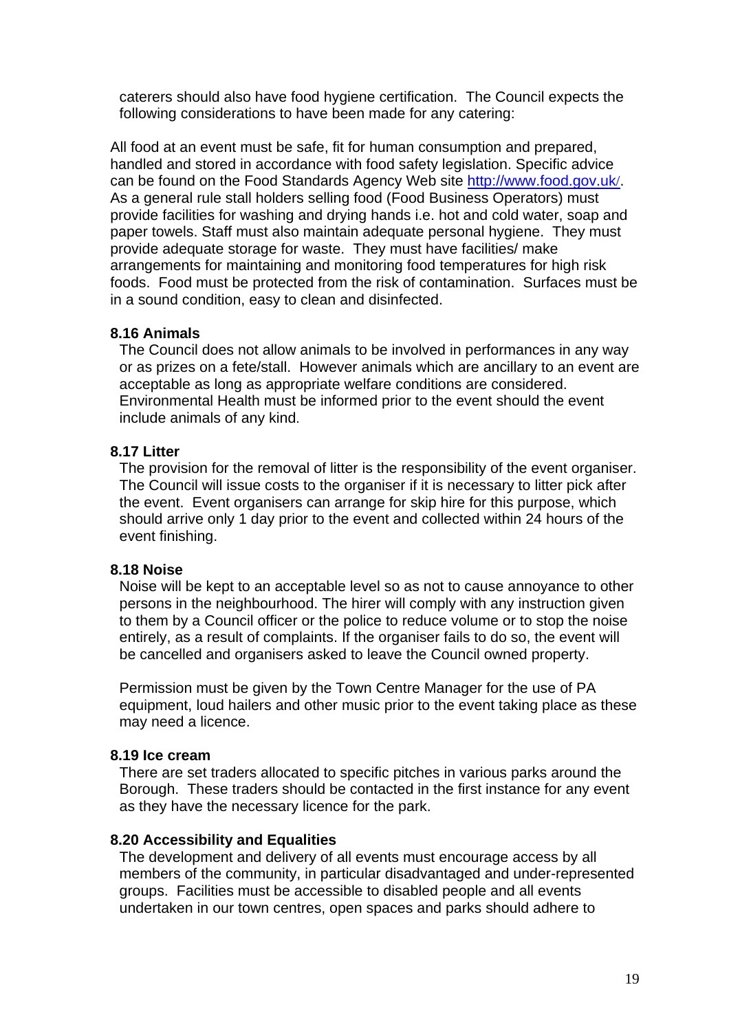caterers should also have food hygiene certification. The Council expects the following considerations to have been made for any catering:

All food at an event must be safe, fit for human consumption and prepared, handled and stored in accordance with food safety legislation. Specific advice can be found on the Food Standards Agency Web site [http://www.food.gov.uk/](http://www.food.gov.uk/). As a general rule stall holders selling food (Food Business Operators) must provide facilities for washing and drying hands i.e. hot and cold water, soap and paper towels. Staff must also maintain adequate personal hygiene. They must provide adequate storage for waste. They must have facilities/ make arrangements for maintaining and monitoring food temperatures for high risk foods. Food must be protected from the risk of contamination. Surfaces must be in a sound condition, easy to clean and disinfected.

**8.16 Animals**

The Council does not allow animals to be involved in performances in any way or as prizes on a fete/stall. However animals which are ancillary to an event are acceptable as long as appropriate welfare conditions are considered. Environmental Health must be informed prior to the event should the event include animals of any kind.

**8.17 Litter**

The provision for the removal of litter is the responsibility of the event organiser. The Council will issue costs to the organiser if it is necessary to litter pick after the event. Event organisers can arrange for skip hire for this purpose, which should arrive only 1 day prior to the event and collected within 24 hours of the event finishing.

**8.18 Noise**

Noise will be kept to an acceptable level so as not to cause annoyance to other persons in the neighbourhood. The hirer will comply with any instruction given to them by a Council officer or the police to reduce volume or to stop the noise entirely, as a result of complaints. If the organiser fails to do so, the event will be cancelled and organisers asked to leave the Council owned property.

Permission must be given by the Town Centre Manager for the use of PA equipment, loud hailers and other music prior to the event taking place as these may need a licence.

**8.19 Ice cream**

There are set traders allocated to specific pitches in various parks around the Borough. These traders should be contacted in the first instance for any event as they have the necessary licence for the park.

**8.20 Accessibility and Equalities**

The development and delivery of all events must encourage access by all members of the community, in particular disadvantaged and under-represented groups. Facilities must be accessible to disabled people and all events undertaken in our town centres, open spaces and parks should adhere to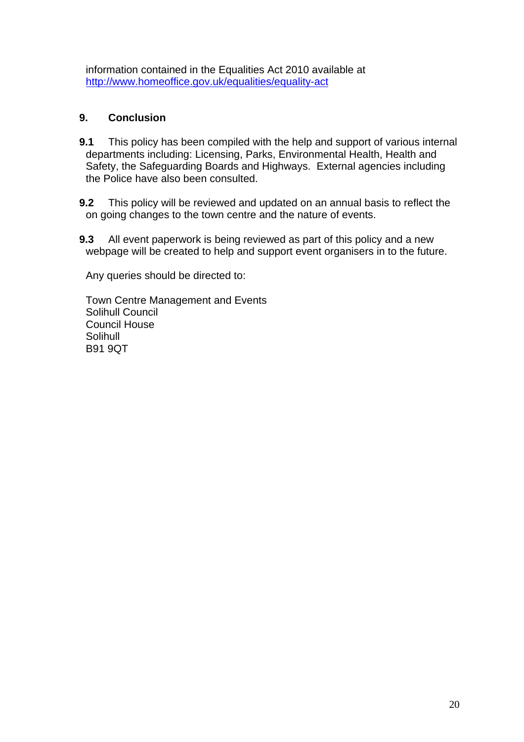information contained in the Equalities Act 2010 available at http://www.homeoffice.gov.uk/equalities/equality-act

## 9. Conclusion

**9.1** This policy has been compiled with the help and support of various internal departments including: Licensing, Parks, Environmental Health, Health and Safety, the Safeguarding Boards and Highways. External agencies including the Police have also been consulted.

**9.2** This policy will be reviewed and updated on an annual basis to reflect the on going changes to the town centre and the nature of events.

**9.3** All event paperwork is being reviewed as part of this policy and a new webpage will be created to help and support event organisers in to the future.

Any queries should be directed to:

Town Centre Management and Events
Solihull Council
Council House
Solihull
B91 9QT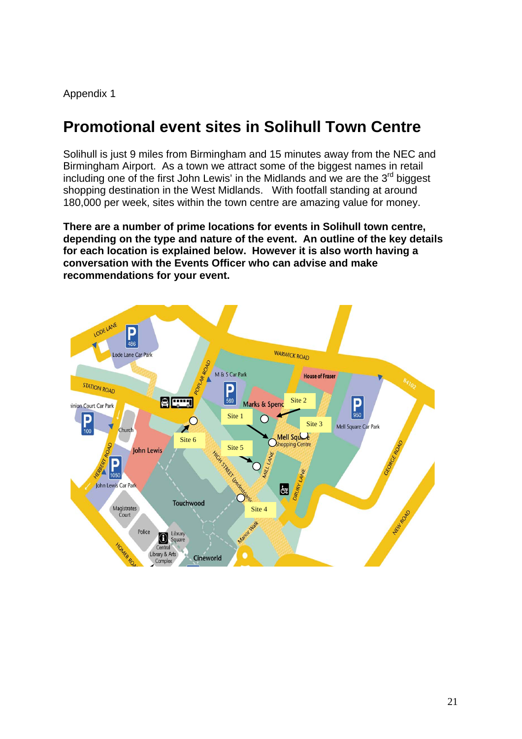Appendix 1

# Promotional event sites in Solihull Town Centre

Solihull is just 9 miles from Birmingham and 15 minutes away from the NEC and Birmingham Airport. As a town we attract some of the biggest names in retail including one of the first John Lewis' in the Midlands and we are the 3rd biggest shopping destination in the West Midlands. With footfall standing at around 180,000 per week, sites within the town centre are amazing value for money.

**There are a number of prime locations for events in Solihull town centre, depending on the type and nature of the event. An outline of the key details for each location is explained below. However it is also worth having a conversation with the Events Officer who can advise and make recommendations for your event.**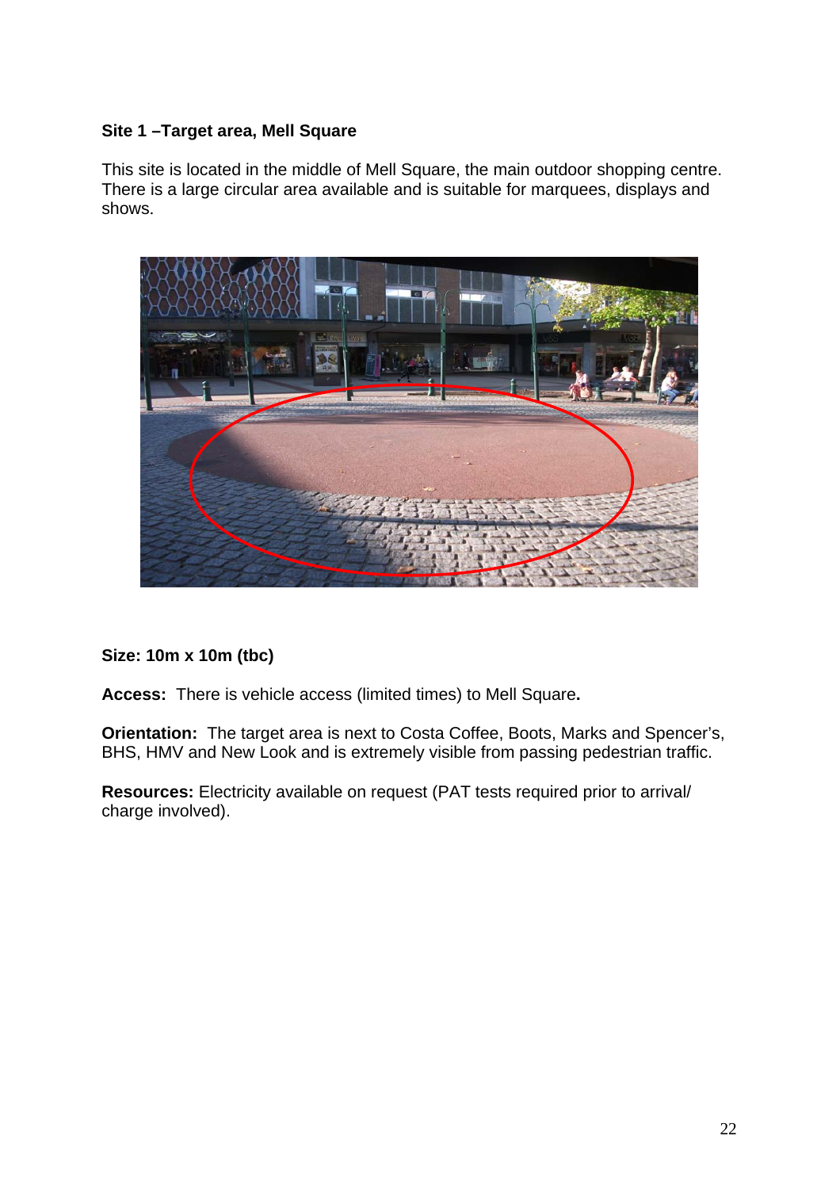**Site 1 –Target area, Mell Square**

This site is located in the middle of Mell Square, the main outdoor shopping centre. There is a large circular area available and is suitable for marquees, displays and shows.

**Size: 10m x 10m (tbc)**

**Access:** There is vehicle access (limited times) to Mell Square**.**

**Orientation:** The target area is next to Costa Coffee, Boots, Marks and Spencer's, BHS, HMV and New Look and is extremely visible from passing pedestrian traffic.

**Resources:** Electricity available on request (PAT tests required prior to arrival/ charge involved).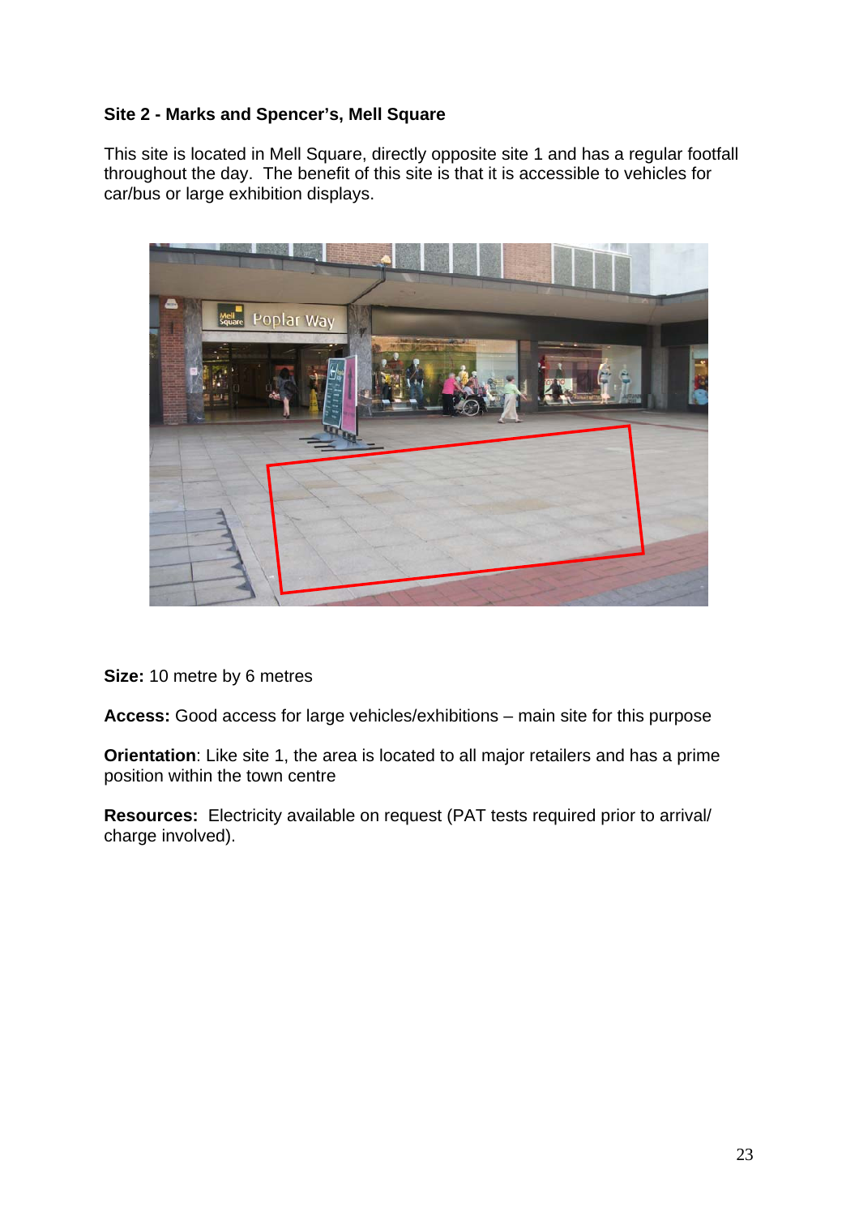**Site 2 - Marks and Spencer's, Mell Square**

This site is located in Mell Square, directly opposite site 1 and has a regular footfall throughout the day. The benefit of this site is that it is accessible to vehicles for car/bus or large exhibition displays.

**Size:** 10 metre by 6 metres

**Access:** Good access for large vehicles/exhibitions – main site for this purpose

**Orientation**: Like site 1, the area is located to all major retailers and has a prime position within the town centre

**Resources:** Electricity available on request (PAT tests required prior to arrival/ charge involved).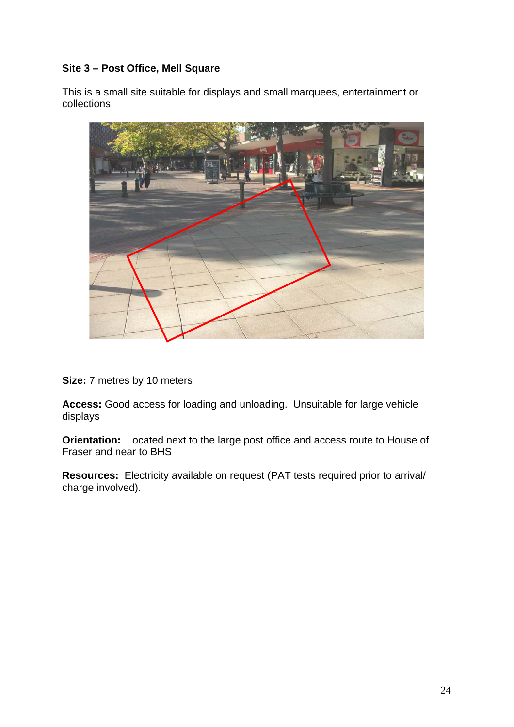**Site 3 – Post Office, Mell Square**

This is a small site suitable for displays and small marquees, entertainment or collections.

**Size:** 7 metres by 10 meters

**Access:** Good access for loading and unloading. Unsuitable for large vehicle displays

**Orientation:** Located next to the large post office and access route to House of Fraser and near to BHS

**Resources:** Electricity available on request (PAT tests required prior to arrival/ charge involved).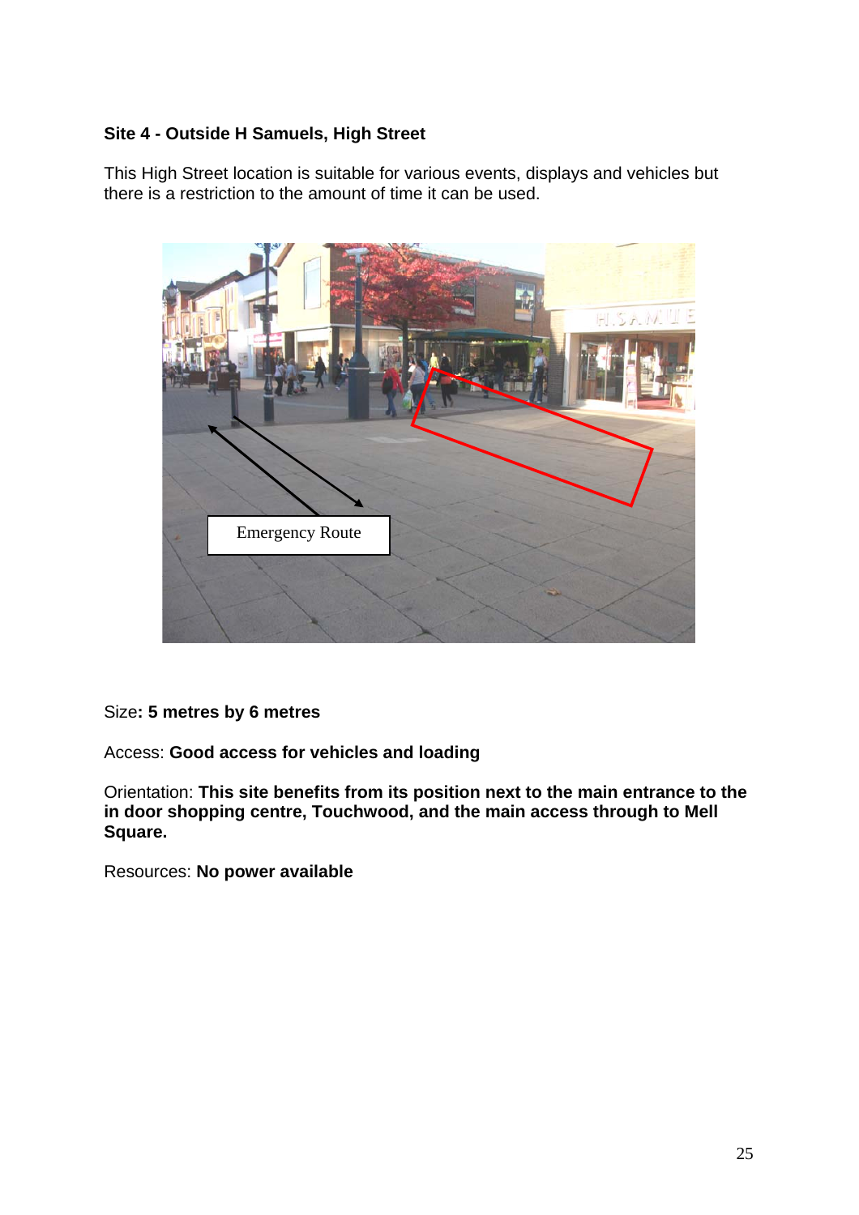### Site 4 - Outside H Samuels, High Street

This High Street location is suitable for various events, displays and vehicles but there is a restriction to the amount of time it can be used.

Size**: 5 metres by 6 metres**

Access: **Good access for vehicles and loading**

Orientation: **This site benefits from its position next to the main entrance to the in door shopping centre, Touchwood, and the main access through to Mell Square.**

Resources: **No power available**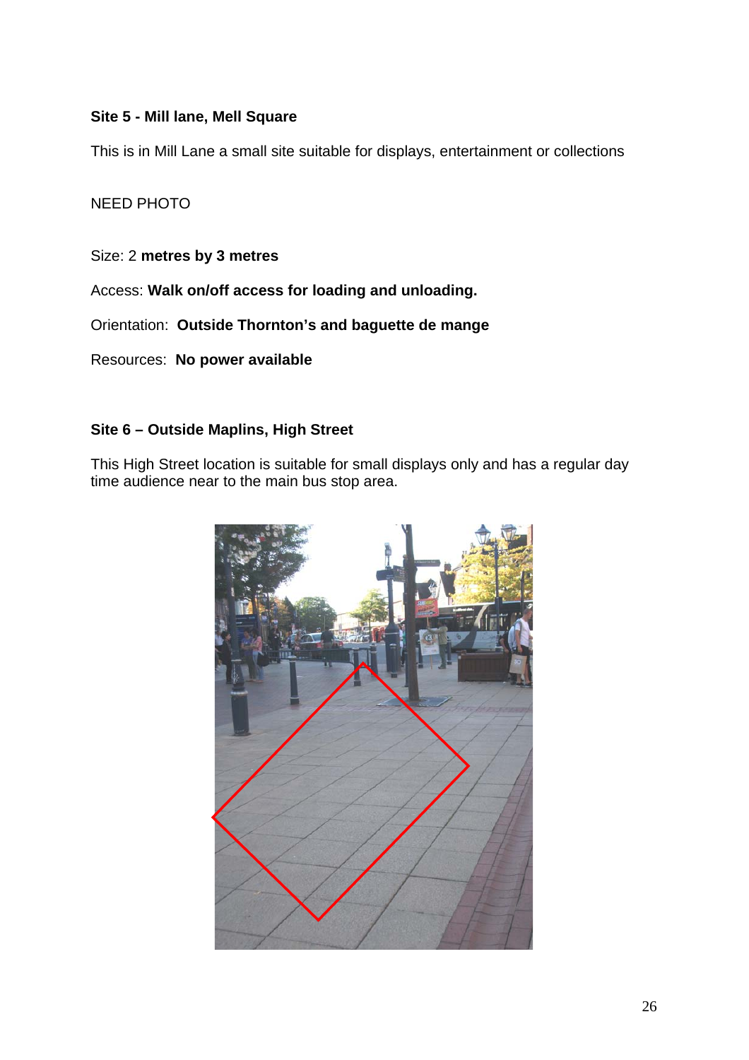**Site 5 - Mill lane, Mell Square**

This is in Mill Lane a small site suitable for displays, entertainment or collections

NEED PHOTO

Size: 2 **metres by 3 metres**

Access: **Walk on/off access for loading and unloading.**

Orientation: **Outside Thornton's and baguette de mange**

Resources: **No power available**

**Site 6 – Outside Maplins, High Street**

This High Street location is suitable for small displays only and has a regular day time audience near to the main bus stop area.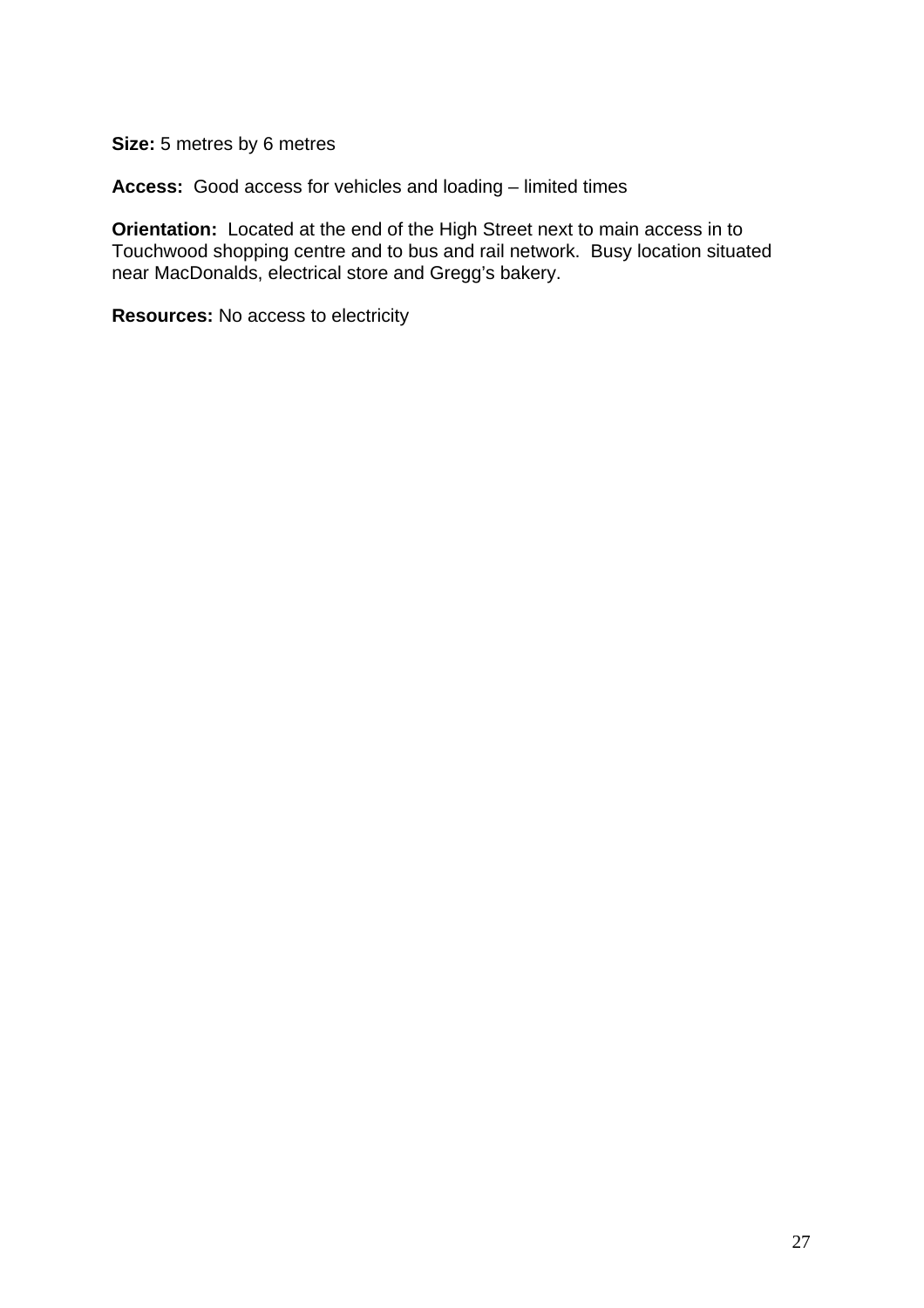**Size:** 5 metres by 6 metres

**Access:** Good access for vehicles and loading – limited times

**Orientation:** Located at the end of the High Street next to main access in to Touchwood shopping centre and to bus and rail network. Busy location situated near MacDonalds, electrical store and Gregg's bakery.

**Resources:** No access to electricity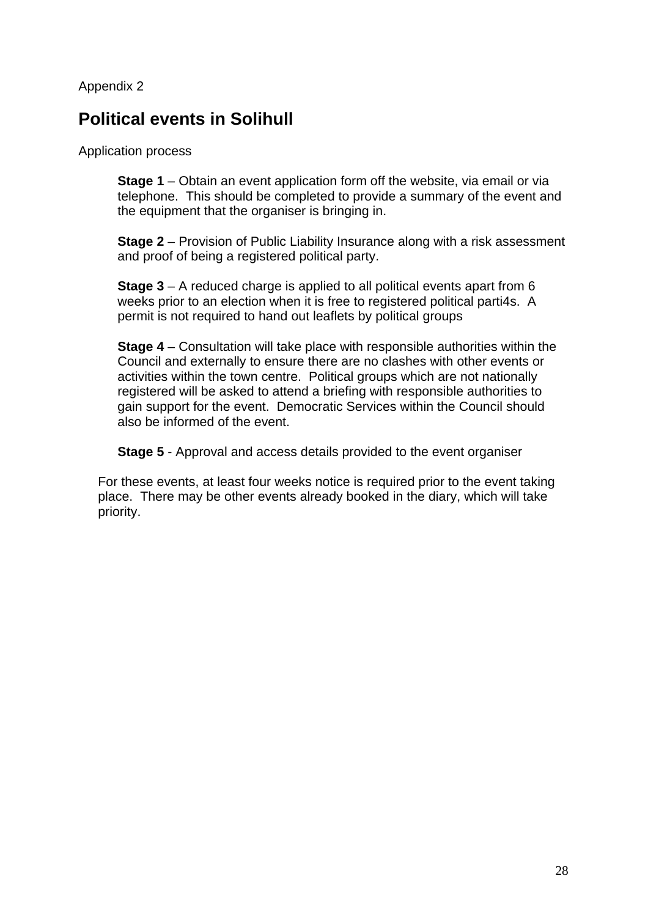Appendix 2

## Political events in Solihull

Application process

**Stage 1** – Obtain an event application form off the website, via email or via telephone. This should be completed to provide a summary of the event and the equipment that the organiser is bringing in.

**Stage 2** – Provision of Public Liability Insurance along with a risk assessment and proof of being a registered political party.

**Stage 3** – A reduced charge is applied to all political events apart from 6 weeks prior to an election when it is free to registered political parti4s. A permit is not required to hand out leaflets by political groups

**Stage 4** – Consultation will take place with responsible authorities within the Council and externally to ensure there are no clashes with other events or activities within the town centre. Political groups which are not nationally registered will be asked to attend a briefing with responsible authorities to gain support for the event. Democratic Services within the Council should also be informed of the event.

**Stage 5** - Approval and access details provided to the event organiser

For these events, at least four weeks notice is required prior to the event taking place. There may be other events already booked in the diary, which will take priority.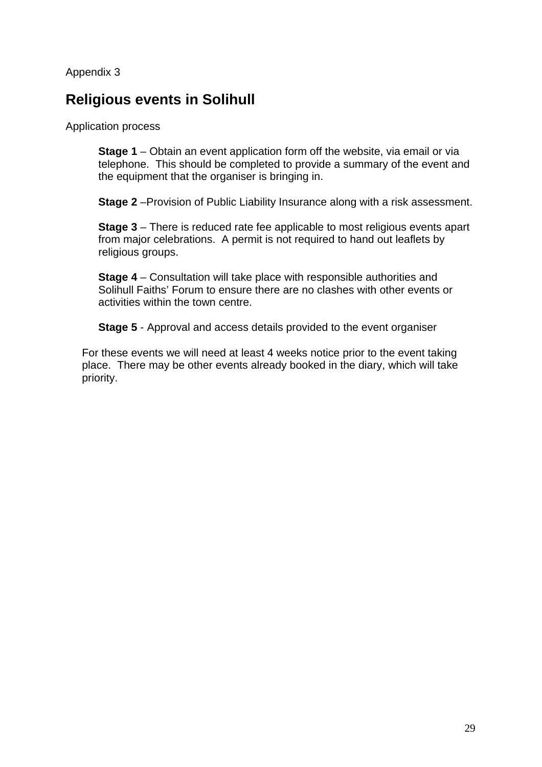Appendix 3

## Religious events in Solihull

Application process

**Stage 1** – Obtain an event application form off the website, via email or via telephone. This should be completed to provide a summary of the event and the equipment that the organiser is bringing in.

**Stage 2** –Provision of Public Liability Insurance along with a risk assessment.

**Stage 3** – There is reduced rate fee applicable to most religious events apart from major celebrations. A permit is not required to hand out leaflets by religious groups.

**Stage 4** – Consultation will take place with responsible authorities and Solihull Faiths' Forum to ensure there are no clashes with other events or activities within the town centre.

**Stage 5** - Approval and access details provided to the event organiser

For these events we will need at least 4 weeks notice prior to the event taking place. There may be other events already booked in the diary, which will take priority.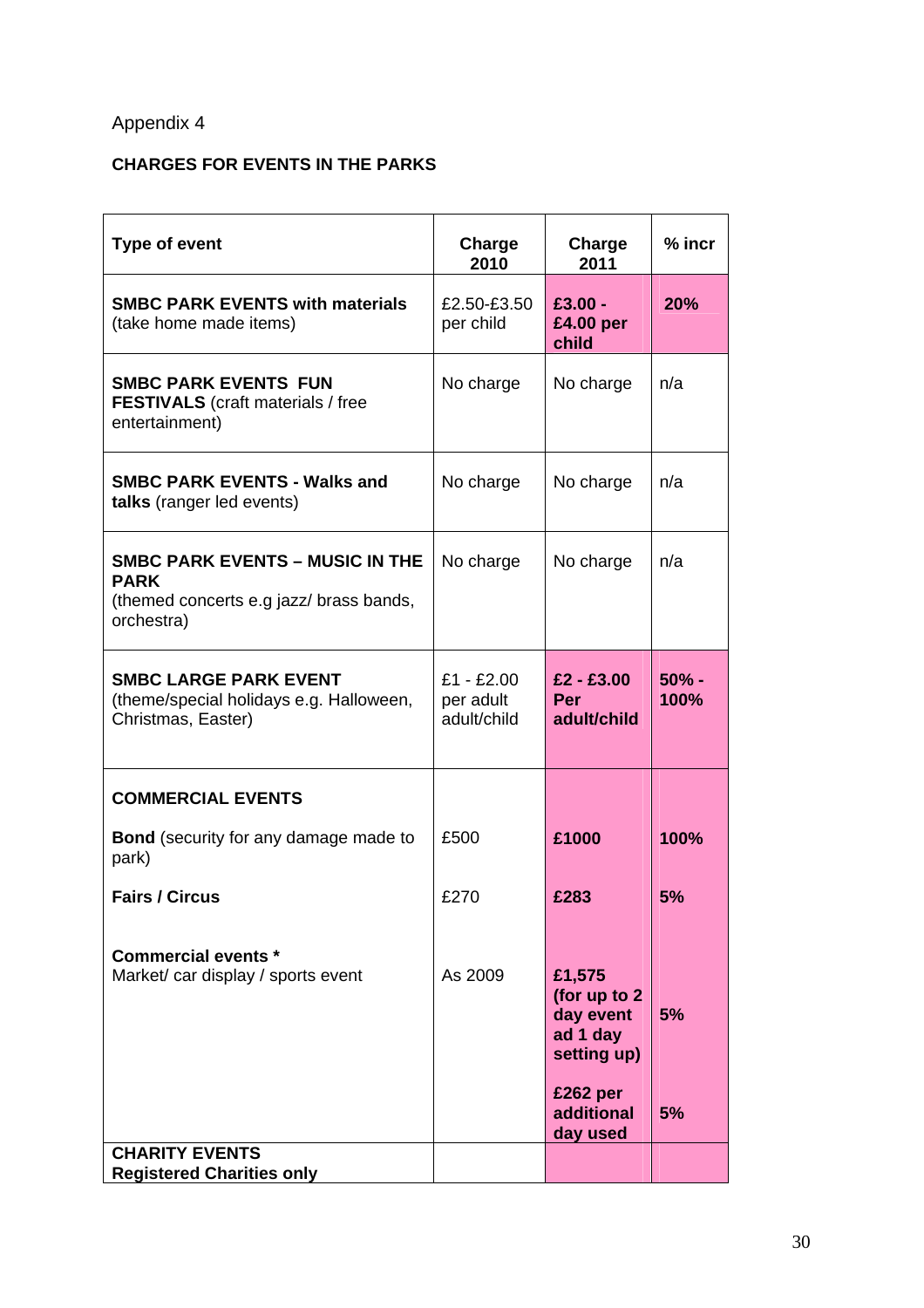Appendix 4

**CHARGES FOR EVENTS IN THE PARKS**

| Type of event | Charge 2010 | Charge 2011 | % incr |
|---|---|---|---|
| **SMBC PARK EVENTS with materials** (take home made items) | £2.50-£3.50 per child | **£3.00 - £4.00 per child** | **20%** |
| **SMBC PARK EVENTS FUN FESTIVALS** (craft materials / free entertainment) | No charge | No charge | n/a |
| **SMBC PARK EVENTS - Walks and talks** (ranger led events) | No charge | No charge | n/a |
| **SMBC PARK EVENTS – MUSIC IN THE PARK** (themed concerts e.g jazz/ brass bands, orchestra) | No charge | No charge | n/a |
| **SMBC LARGE PARK EVENT** (theme/special holidays e.g. Halloween, Christmas, Easter) | £1 - £2.00 per adult adult/child | **£2 - £3.00 Per adult/child** | **50% - 100%** |
| **COMMERCIAL EVENTS** | | | |
| **Bond** (security for any damage made to park) | £500 | **£1000** | **100%** |
| **Fairs / Circus** | £270 | **£283** | **5%** |
| **Commercial events \*** Market/ car display / sports event | As 2009 | **£1,575 (for up to 2 day event ad 1 day setting up)** | **5%** |
| | | **£262 per additional day used** | **5%** |
| **CHARITY EVENTS Registered Charities only** | | | |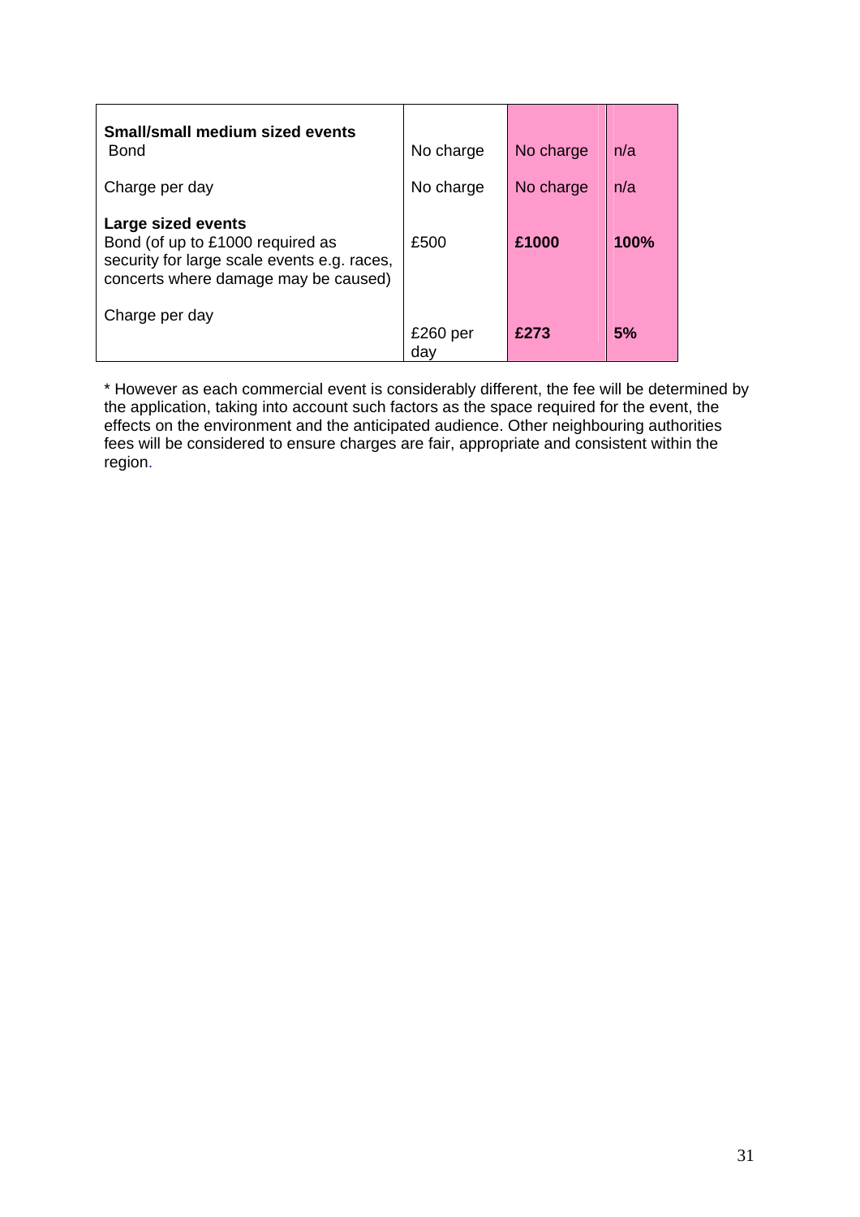| | | | |
|---|---|---|---|
| **Small/small medium sized events**<br>Bond | No charge | No charge | n/a |
| Charge per day | No charge | No charge | n/a |
| **Large sized events**<br>Bond (of up to £1000 required as security for large scale events e.g. races, concerts where damage may be caused) | £500 | **£1000** | **100%** |
| Charge per day | £260 per day | **£273** | **5%** |

* However as each commercial event is considerably different, the fee will be determined by the application, taking into account such factors as the space required for the event, the effects on the environment and the anticipated audience. Other neighbouring authorities fees will be considered to ensure charges are fair, appropriate and consistent within the region.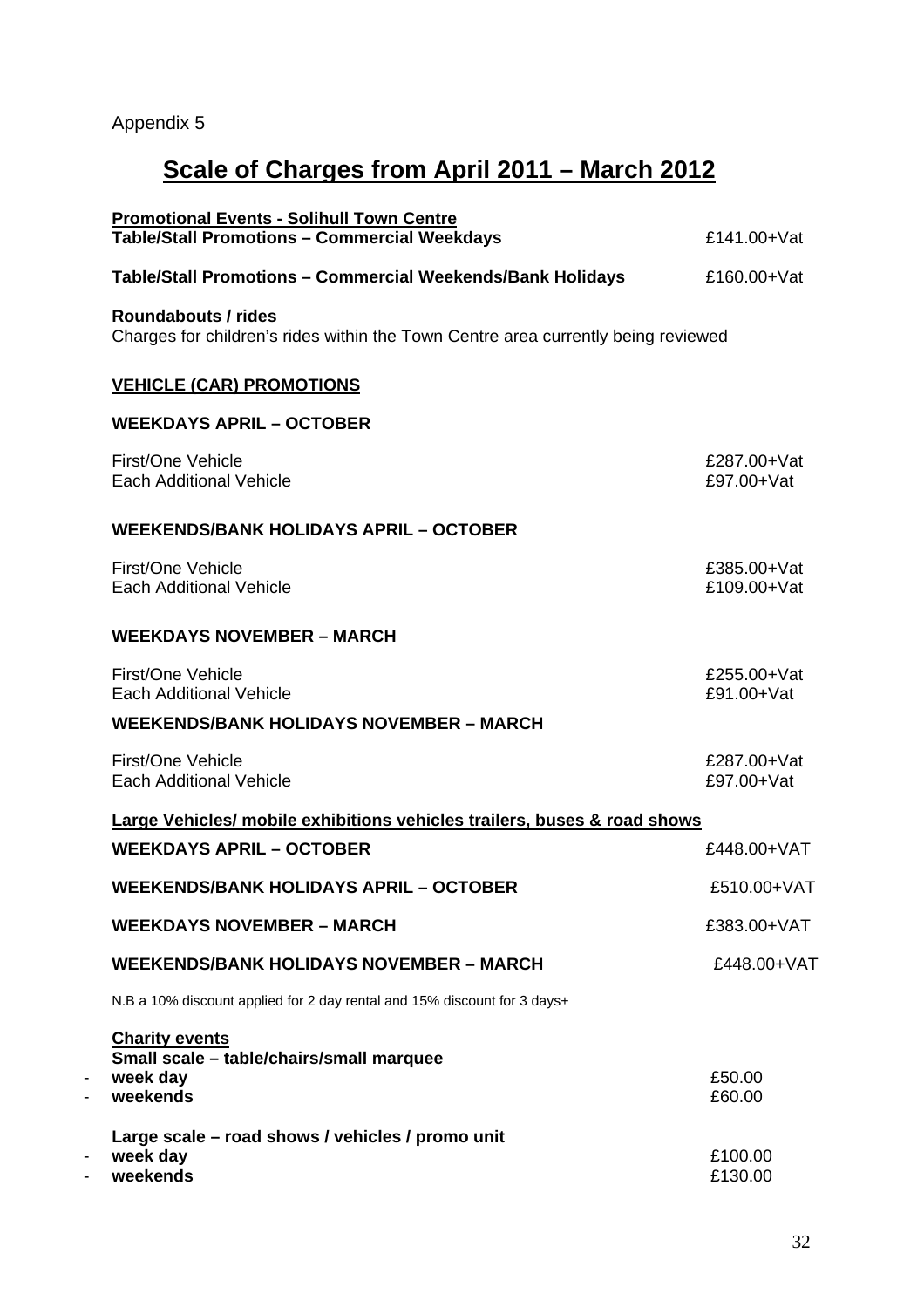Appendix 5

# Scale of Charges from April 2011 – March 2012

**Promotional Events - Solihull Town Centre**

| | |
|---|---|
| **Table/Stall Promotions – Commercial Weekdays** | £141.00+Vat |
| **Table/Stall Promotions – Commercial Weekends/Bank Holidays** | £160.00+Vat |

**Roundabouts / rides**
Charges for children's rides within the Town Centre area currently being reviewed

**VEHICLE (CAR) PROMOTIONS**

**WEEKDAYS APRIL – OCTOBER**

| | |
|---|---|
| First/One Vehicle | £287.00+Vat |
| Each Additional Vehicle | £97.00+Vat |

**WEEKENDS/BANK HOLIDAYS APRIL – OCTOBER**

| | |
|---|---|
| First/One Vehicle | £385.00+Vat |
| Each Additional Vehicle | £109.00+Vat |

**WEEKDAYS NOVEMBER – MARCH**

| | |
|---|---|
| First/One Vehicle | £255.00+Vat |
| Each Additional Vehicle | £91.00+Vat |

**WEEKENDS/BANK HOLIDAYS NOVEMBER – MARCH**

| | |
|---|---|
| First/One Vehicle | £287.00+Vat |
| Each Additional Vehicle | £97.00+Vat |

**Large Vehicles/ mobile exhibitions vehicles trailers, buses & road shows**

| | |
|---|---|
| **WEEKDAYS APRIL – OCTOBER** | £448.00+VAT |
| **WEEKENDS/BANK HOLIDAYS APRIL – OCTOBER** | £510.00+VAT |
| **WEEKDAYS NOVEMBER – MARCH** | £383.00+VAT |
| **WEEKENDS/BANK HOLIDAYS NOVEMBER – MARCH** | £448.00+VAT |

N.B a 10% discount applied for 2 day rental and 15% discount for 3 days+

**Charity events**

**Small scale – table/chairs/small marquee**

- **week day** £50.00
- **weekends** £60.00

**Large scale – road shows / vehicles / promo unit**

- **week day** £100.00
- **weekends** £130.00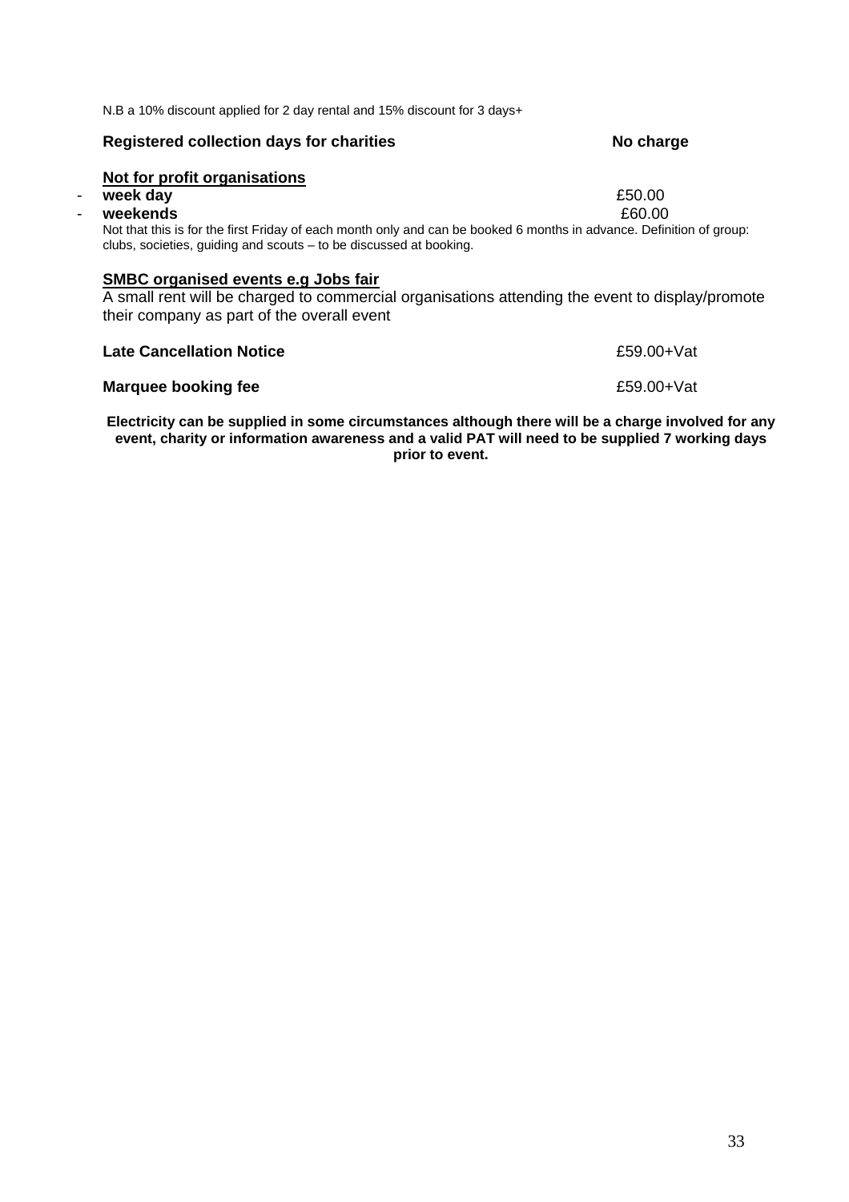N.B a 10% discount applied for 2 day rental and 15% discount for 3 days+

**Registered collection days for charities** — **No charge**

**<u>Not for profit organisations</u>**

- **week day** — £50.00
- **weekends** — £60.00

Not that this is for the first Friday of each month only and can be booked 6 months in advance. Definition of group: clubs, societies, guiding and scouts – to be discussed at booking.

**<u>SMBC organised events e.g Jobs fair</u>**

A small rent will be charged to commercial organisations attending the event to display/promote their company as part of the overall event

**Late Cancellation Notice** — £59.00+Vat

**Marquee booking fee** — £59.00+Vat

**Electricity can be supplied in some circumstances although there will be a charge involved for any event, charity or information awareness and a valid PAT will need to be supplied 7 working days prior to event.**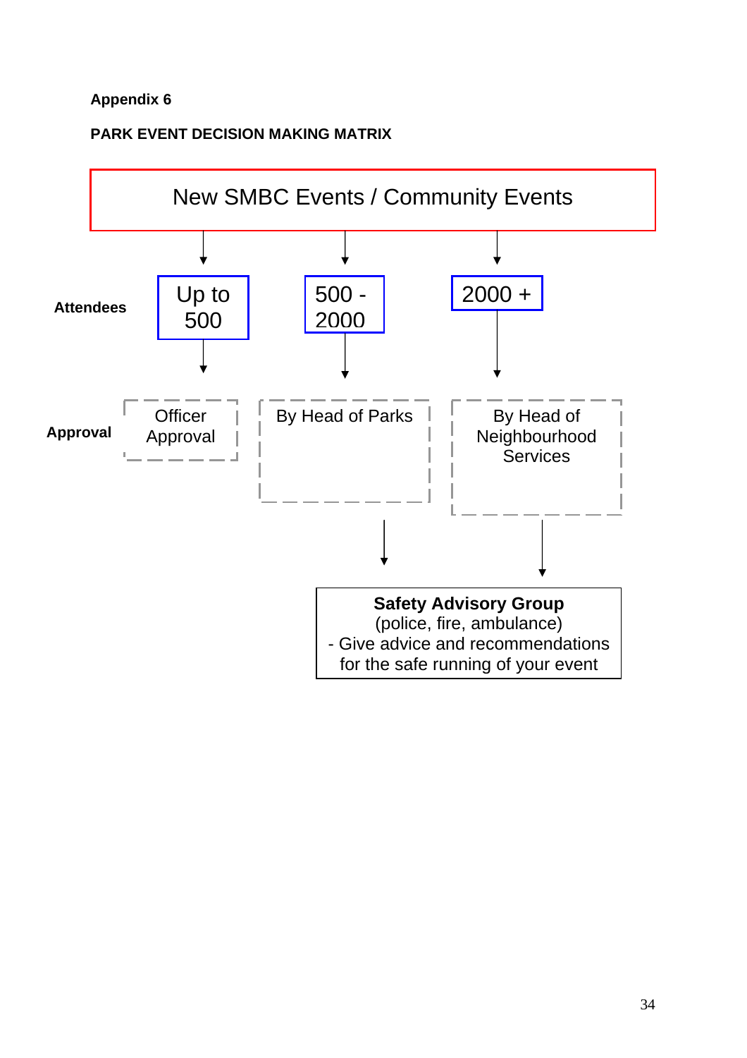**Appendix 6**

**PARK EVENT DECISION MAKING MATRIX**

New SMBC Events / Community Events

| | | | |
|---|---|---|---|
| **Attendees** | Up to 500 | 500 - 2000 | 2000 + |
| **Approval** | Officer Approval | By Head of Parks | By Head of Neighbourhood Services |

**Safety Advisory Group**
(police, fire, ambulance)
- Give advice and recommendations for the safe running of your event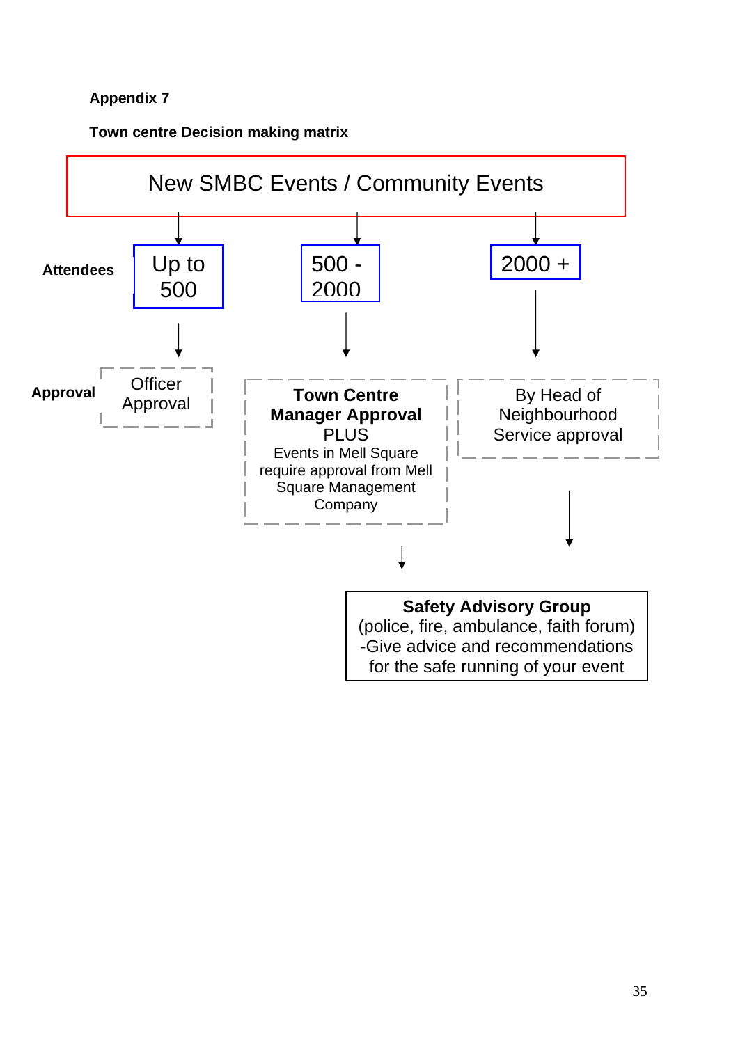**Appendix 7**

**Town centre Decision making matrix**

New SMBC Events / Community Events

| | | | |
|---|---|---|---|
| **Attendees** | Up to 500 | 500 - 2000 | 2000 + |
| **Approval** | Officer Approval | **Town Centre Manager Approval** PLUS Events in Mell Square require approval from Mell Square Management Company | By Head of Neighbourhood Service approval |

**Safety Advisory Group**
(police, fire, ambulance, faith forum)
-Give advice and recommendations for the safe running of your event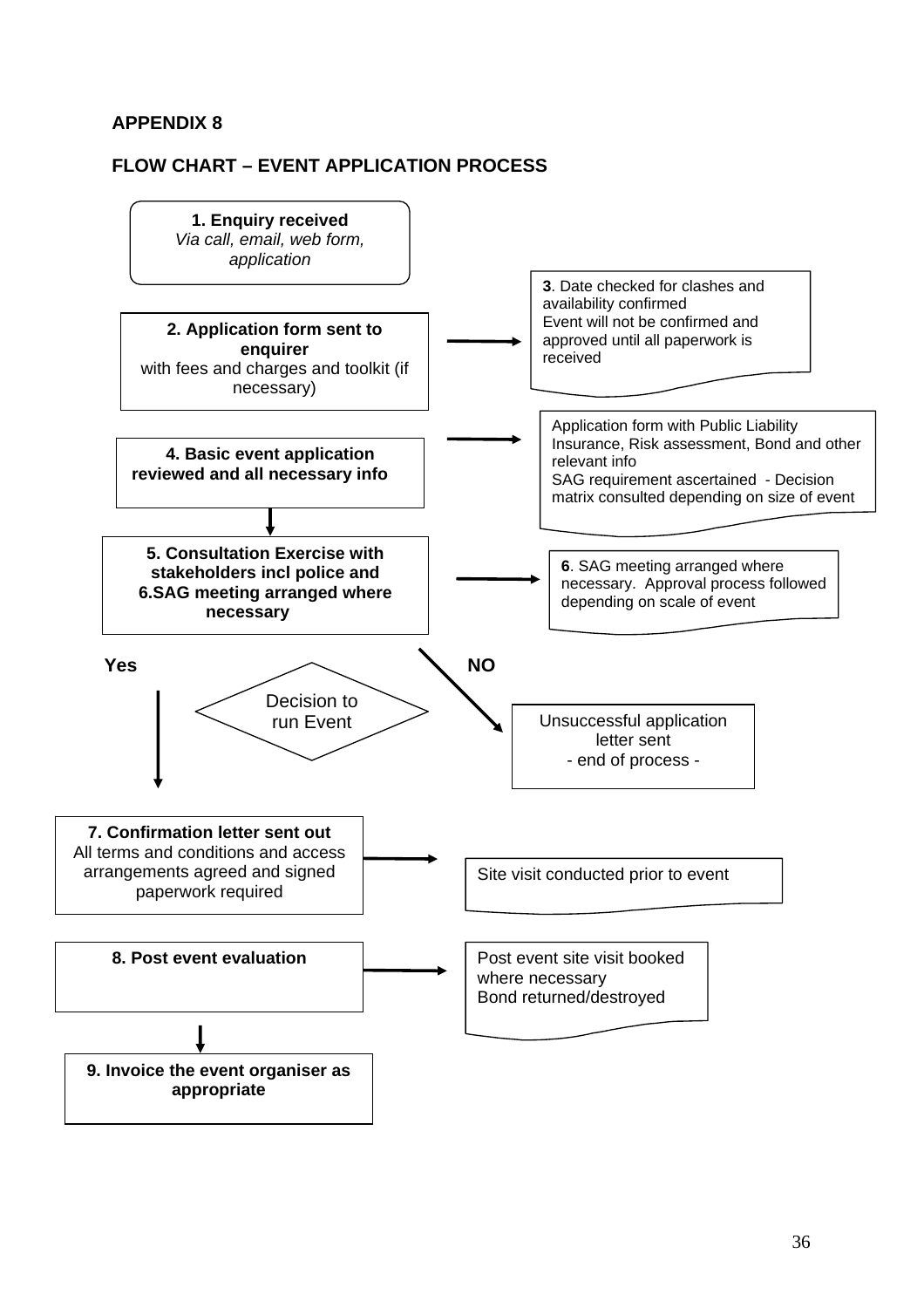**APPENDIX 8**

**FLOW CHART – EVENT APPLICATION PROCESS**

**1. Enquiry received**
*Via call, email, web form, application*

**2. Application form sent to enquirer**
with fees and charges and toolkit (if necessary)

→ **3**. Date checked for clashes and availability confirmed
Event will not be confirmed and approved until all paperwork is received

**4. Basic event application reviewed and all necessary info**

→ Application form with Public Liability Insurance, Risk assessment, Bond and other relevant info
SAG requirement ascertained - Decision matrix consulted depending on size of event

**5. Consultation Exercise with stakeholders incl police and 6.SAG meeting arranged where necessary**

→ **6**. SAG meeting arranged where necessary. Approval process followed depending on scale of event

Decision to run Event

- **Yes** ↓
- **NO** → Unsuccessful application letter sent
  - end of process -

**7. Confirmation letter sent out**
All terms and conditions and access arrangements agreed and signed paperwork required

→ Site visit conducted prior to event

**8. Post event evaluation**

→ Post event site visit booked where necessary
Bond returned/destroyed

**9. Invoice the event organiser as appropriate**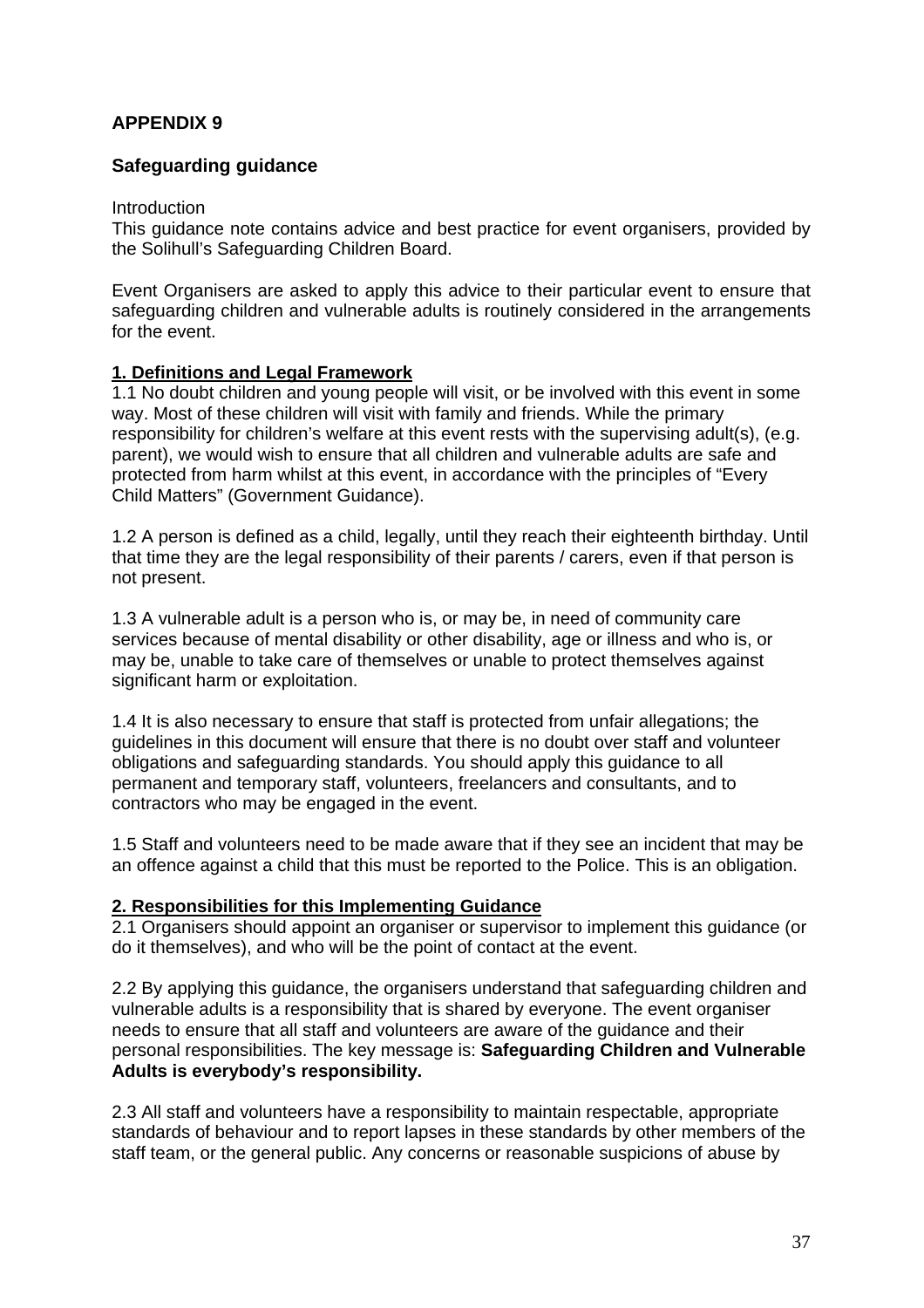## APPENDIX 9

### Safeguarding guidance

Introduction

This guidance note contains advice and best practice for event organisers, provided by the Solihull's Safeguarding Children Board.

Event Organisers are asked to apply this advice to their particular event to ensure that safeguarding children and vulnerable adults is routinely considered in the arrangements for the event.

**1. Definitions and Legal Framework**

1.1 No doubt children and young people will visit, or be involved with this event in some way. Most of these children will visit with family and friends. While the primary responsibility for children's welfare at this event rests with the supervising adult(s), (e.g. parent), we would wish to ensure that all children and vulnerable adults are safe and protected from harm whilst at this event, in accordance with the principles of "Every Child Matters" (Government Guidance).

1.2 A person is defined as a child, legally, until they reach their eighteenth birthday. Until that time they are the legal responsibility of their parents / carers, even if that person is not present.

1.3 A vulnerable adult is a person who is, or may be, in need of community care services because of mental disability or other disability, age or illness and who is, or may be, unable to take care of themselves or unable to protect themselves against significant harm or exploitation.

1.4 It is also necessary to ensure that staff is protected from unfair allegations; the guidelines in this document will ensure that there is no doubt over staff and volunteer obligations and safeguarding standards. You should apply this guidance to all permanent and temporary staff, volunteers, freelancers and consultants, and to contractors who may be engaged in the event.

1.5 Staff and volunteers need to be made aware that if they see an incident that may be an offence against a child that this must be reported to the Police. This is an obligation.

**2. Responsibilities for this Implementing Guidance**

2.1 Organisers should appoint an organiser or supervisor to implement this guidance (or do it themselves), and who will be the point of contact at the event.

2.2 By applying this guidance, the organisers understand that safeguarding children and vulnerable adults is a responsibility that is shared by everyone. The event organiser needs to ensure that all staff and volunteers are aware of the guidance and their personal responsibilities. The key message is: **Safeguarding Children and Vulnerable Adults is everybody's responsibility.**

2.3 All staff and volunteers have a responsibility to maintain respectable, appropriate standards of behaviour and to report lapses in these standards by other members of the staff team, or the general public. Any concerns or reasonable suspicions of abuse by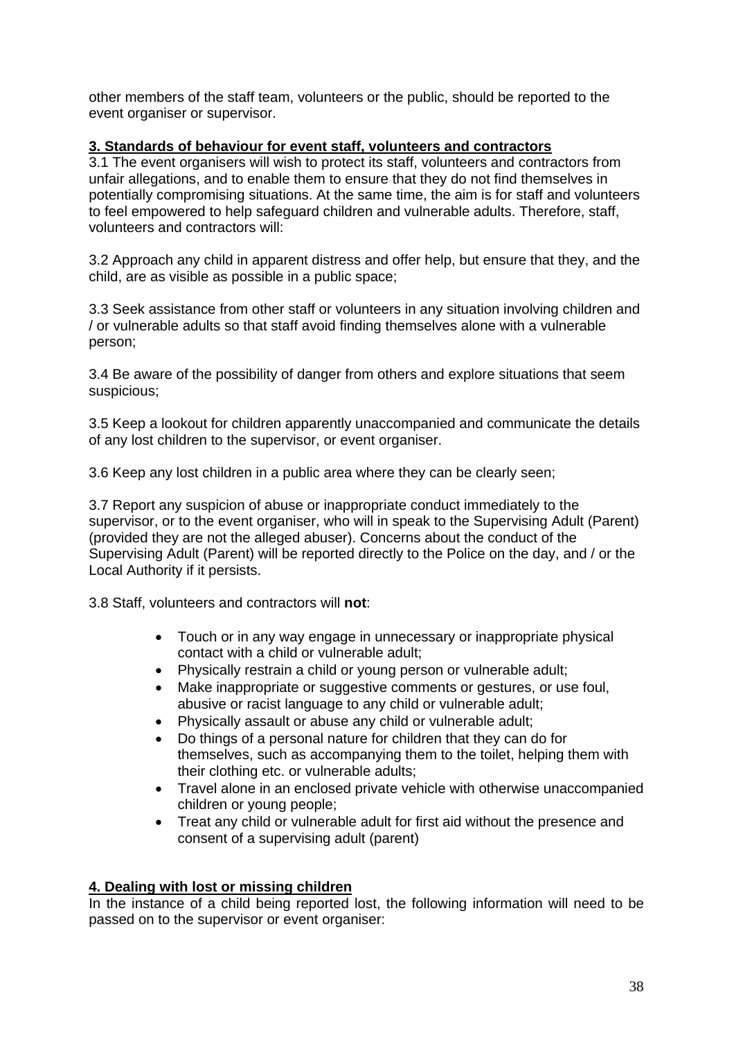other members of the staff team, volunteers or the public, should be reported to the event organiser or supervisor.

## 3. Standards of behaviour for event staff, volunteers and contractors

3.1 The event organisers will wish to protect its staff, volunteers and contractors from unfair allegations, and to enable them to ensure that they do not find themselves in potentially compromising situations. At the same time, the aim is for staff and volunteers to feel empowered to help safeguard children and vulnerable adults. Therefore, staff, volunteers and contractors will:

3.2 Approach any child in apparent distress and offer help, but ensure that they, and the child, are as visible as possible in a public space;

3.3 Seek assistance from other staff or volunteers in any situation involving children and / or vulnerable adults so that staff avoid finding themselves alone with a vulnerable person;

3.4 Be aware of the possibility of danger from others and explore situations that seem suspicious;

3.5 Keep a lookout for children apparently unaccompanied and communicate the details of any lost children to the supervisor, or event organiser.

3.6 Keep any lost children in a public area where they can be clearly seen;

3.7 Report any suspicion of abuse or inappropriate conduct immediately to the supervisor, or to the event organiser, who will in speak to the Supervising Adult (Parent) (provided they are not the alleged abuser). Concerns about the conduct of the Supervising Adult (Parent) will be reported directly to the Police on the day, and / or the Local Authority if it persists.

3.8 Staff, volunteers and contractors will **not**:

- Touch or in any way engage in unnecessary or inappropriate physical contact with a child or vulnerable adult;
- Physically restrain a child or young person or vulnerable adult;
- Make inappropriate or suggestive comments or gestures, or use foul, abusive or racist language to any child or vulnerable adult;
- Physically assault or abuse any child or vulnerable adult;
- Do things of a personal nature for children that they can do for themselves, such as accompanying them to the toilet, helping them with their clothing etc. or vulnerable adults;
- Travel alone in an enclosed private vehicle with otherwise unaccompanied children or young people;
- Treat any child or vulnerable adult for first aid without the presence and consent of a supervising adult (parent)

## 4. Dealing with lost or missing children

In the instance of a child being reported lost, the following information will need to be passed on to the supervisor or event organiser: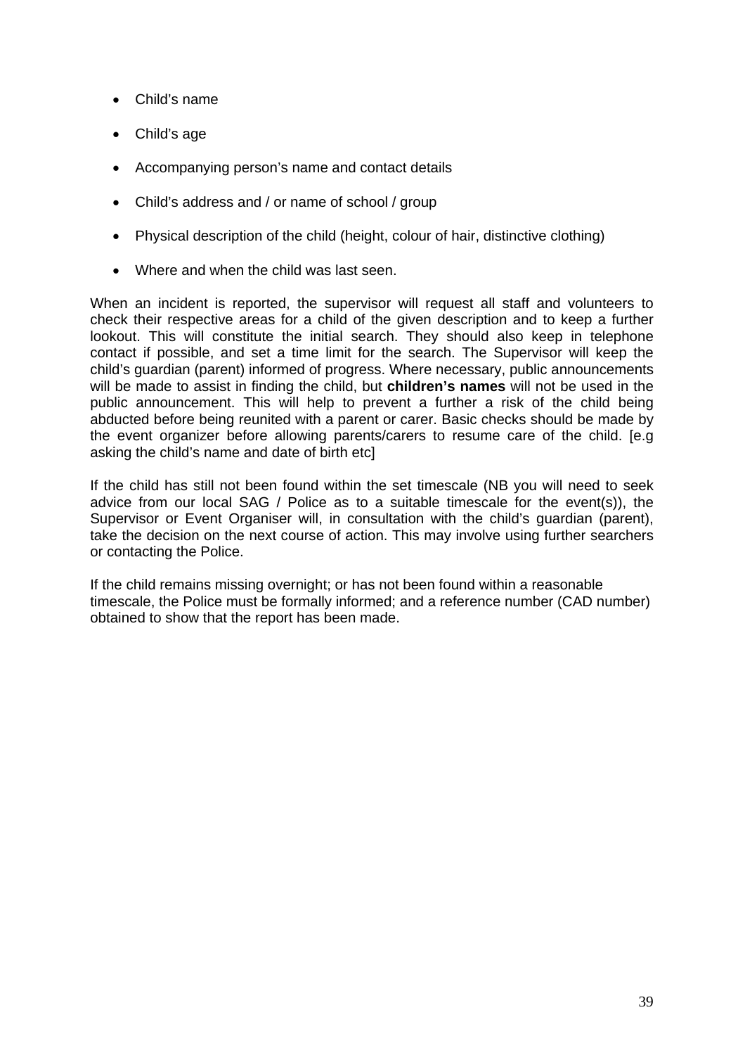- Child's name
- Child's age
- Accompanying person's name and contact details
- Child's address and / or name of school / group
- Physical description of the child (height, colour of hair, distinctive clothing)
- Where and when the child was last seen.

When an incident is reported, the supervisor will request all staff and volunteers to check their respective areas for a child of the given description and to keep a further lookout. This will constitute the initial search. They should also keep in telephone contact if possible, and set a time limit for the search. The Supervisor will keep the child's guardian (parent) informed of progress. Where necessary, public announcements will be made to assist in finding the child, but **children's names** will not be used in the public announcement. This will help to prevent a further a risk of the child being abducted before being reunited with a parent or carer. Basic checks should be made by the event organizer before allowing parents/carers to resume care of the child. [e.g asking the child's name and date of birth etc]

If the child has still not been found within the set timescale (NB you will need to seek advice from our local SAG / Police as to a suitable timescale for the event(s)), the Supervisor or Event Organiser will, in consultation with the child's guardian (parent), take the decision on the next course of action. This may involve using further searchers or contacting the Police.

If the child remains missing overnight; or has not been found within a reasonable timescale, the Police must be formally informed; and a reference number (CAD number) obtained to show that the report has been made.